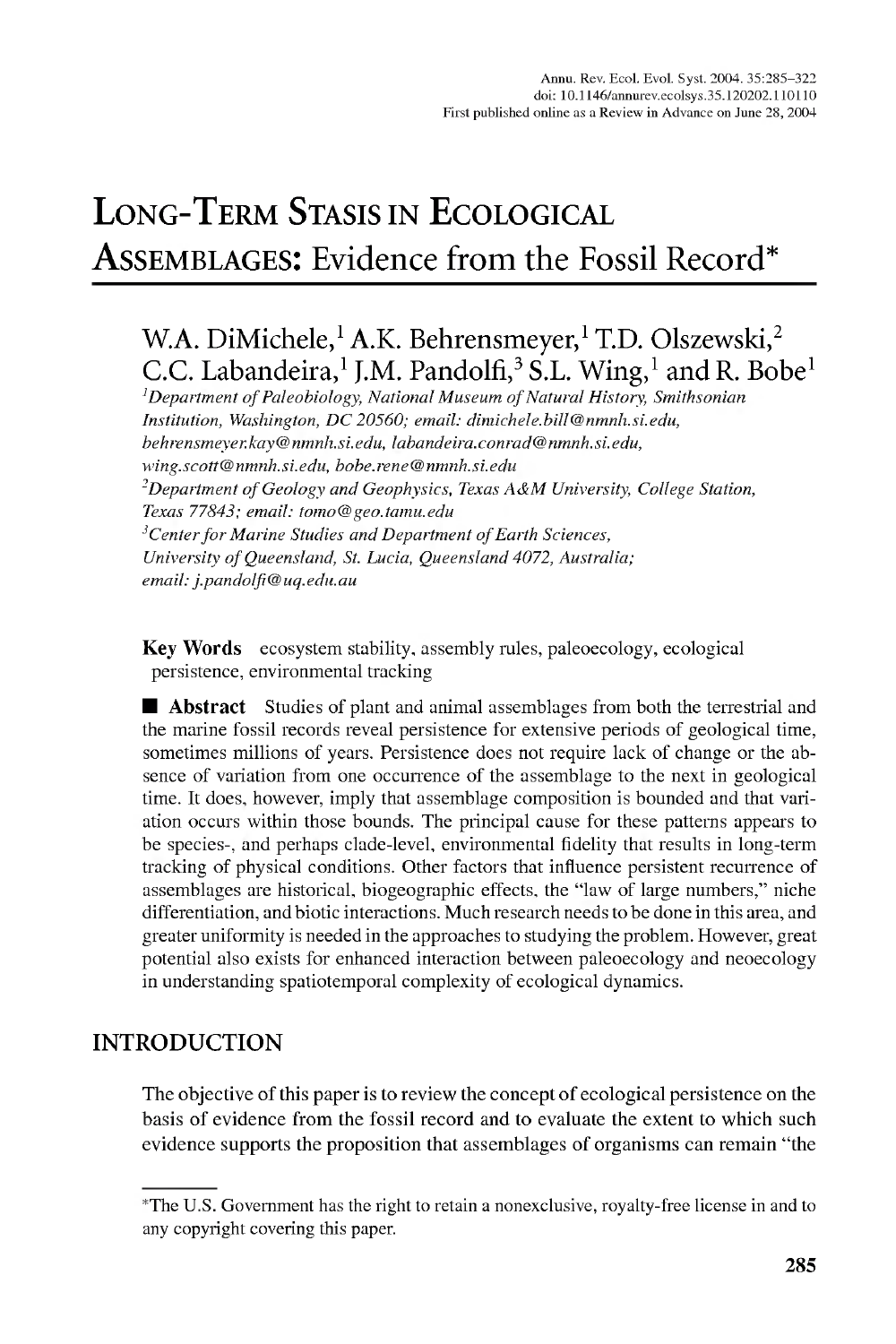# LONG-TERM STASIS IN ECOLOGICAL ASSEMBLAGES: Evidence from the Fossil Record*

W.A. DiMichele,[1] A.K. Behrensmeyer,[1] T.D. Olszewski,[2] C.C. Labandeira,[1] J.M. Pandolfi,[3] S.L. Wing,[1] and R. Bobe[1]

[1]*Department of Paleobiology, National Museum of Natural History, Smithsonian Institution, Washington, DC 20560; email: dimichele.bill@nmnh.si.edu, behrensmeyer.kay@nmnh.si.edu, labandeira.conrad@nmnh.si.edu, wing.scott@nmnh.si.edu, bobe.rene@nmnh.si.edu*

[2]*Department of Geology and Geophysics, Texas A&M University, College Station, Texas 77843; email: tomo@geo.tamu.edu*

[3]*Center for Marine Studies and Department of Earth Sciences, University of Queensland, St. Lucia, Queensland 4072, Australia; email: j.pandolfi@uq.edu.au*

**Key Words** ecosystem stability, assembly rules, paleoecology, ecological persistence, environmental tracking

■ **Abstract** Studies of plant and animal assemblages from both the terrestrial and the marine fossil records reveal persistence for extensive periods of geological time, sometimes millions of years. Persistence does not require lack of change or the absence of variation from one occurrence of the assemblage to the next in geological time. It does, however, imply that assemblage composition is bounded and that variation occurs within those bounds. The principal cause for these patterns appears to be species-, and perhaps clade-level, environmental fidelity that results in long-term tracking of physical conditions. Other factors that influence persistent recurrence of assemblages are historical, biogeographic effects, the "law of large numbers," niche differentiation, and biotic interactions. Much research needs to be done in this area, and greater uniformity is needed in the approaches to studying the problem. However, great potential also exists for enhanced interaction between paleoecology and neoecology in understanding spatiotemporal complexity of ecological dynamics.

## INTRODUCTION

The objective of this paper is to review the concept of ecological persistence on the basis of evidence from the fossil record and to evaluate the extent to which such evidence supports the proposition that assemblages of organisms can remain "the

*The U.S. Government has the right to retain a nonexclusive, royalty-free license in and to any copyright covering this paper.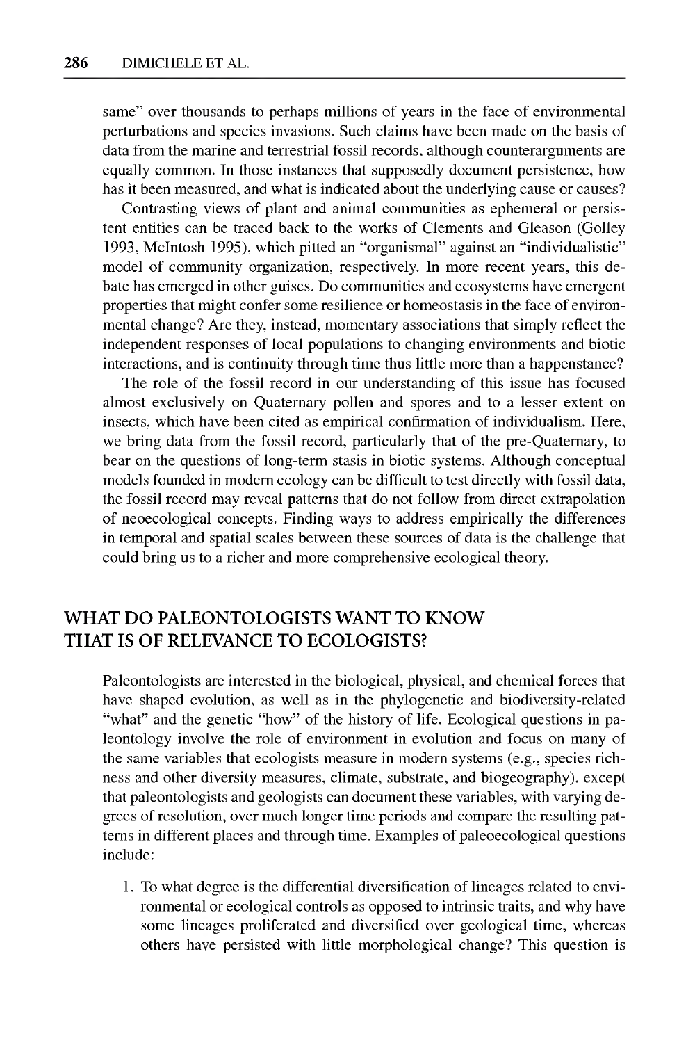same" over thousands to perhaps millions of years in the face of environmental perturbations and species invasions. Such claims have been made on the basis of data from the marine and terrestrial fossil records, although counterarguments are equally common. In those instances that supposedly document persistence, how has it been measured, and what is indicated about the underlying cause or causes?

Contrasting views of plant and animal communities as ephemeral or persistent entities can be traced back to the works of Clements and Gleason (Golley 1993, McIntosh 1995), which pitted an "organismal" against an "individualistic" model of community organization, respectively. In more recent years, this debate has emerged in other guises. Do communities and ecosystems have emergent properties that might confer some resilience or homeostasis in the face of environmental change? Are they, instead, momentary associations that simply reflect the independent responses of local populations to changing environments and biotic interactions, and is continuity through time thus little more than a happenstance?

The role of the fossil record in our understanding of this issue has focused almost exclusively on Quaternary pollen and spores and to a lesser extent on insects, which have been cited as empirical confirmation of individualism. Here, we bring data from the fossil record, particularly that of the pre-Quaternary, to bear on the questions of long-term stasis in biotic systems. Although conceptual models founded in modern ecology can be difficult to test directly with fossil data, the fossil record may reveal patterns that do not follow from direct extrapolation of neoecological concepts. Finding ways to address empirically the differences in temporal and spatial scales between these sources of data is the challenge that could bring us to a richer and more comprehensive ecological theory.

## WHAT DO PALEONTOLOGISTS WANT TO KNOW THAT IS OF RELEVANCE TO ECOLOGISTS?

Paleontologists are interested in the biological, physical, and chemical forces that have shaped evolution, as well as in the phylogenetic and biodiversity-related "what" and the genetic "how" of the history of life. Ecological questions in paleontology involve the role of environment in evolution and focus on many of the same variables that ecologists measure in modern systems (e.g., species richness and other diversity measures, climate, substrate, and biogeography), except that paleontologists and geologists can document these variables, with varying degrees of resolution, over much longer time periods and compare the resulting patterns in different places and through time. Examples of paleoecological questions include:

1. To what degree is the differential diversification of lineages related to environmental or ecological controls as opposed to intrinsic traits, and why have some lineages proliferated and diversified over geological time, whereas others have persisted with little morphological change? This question is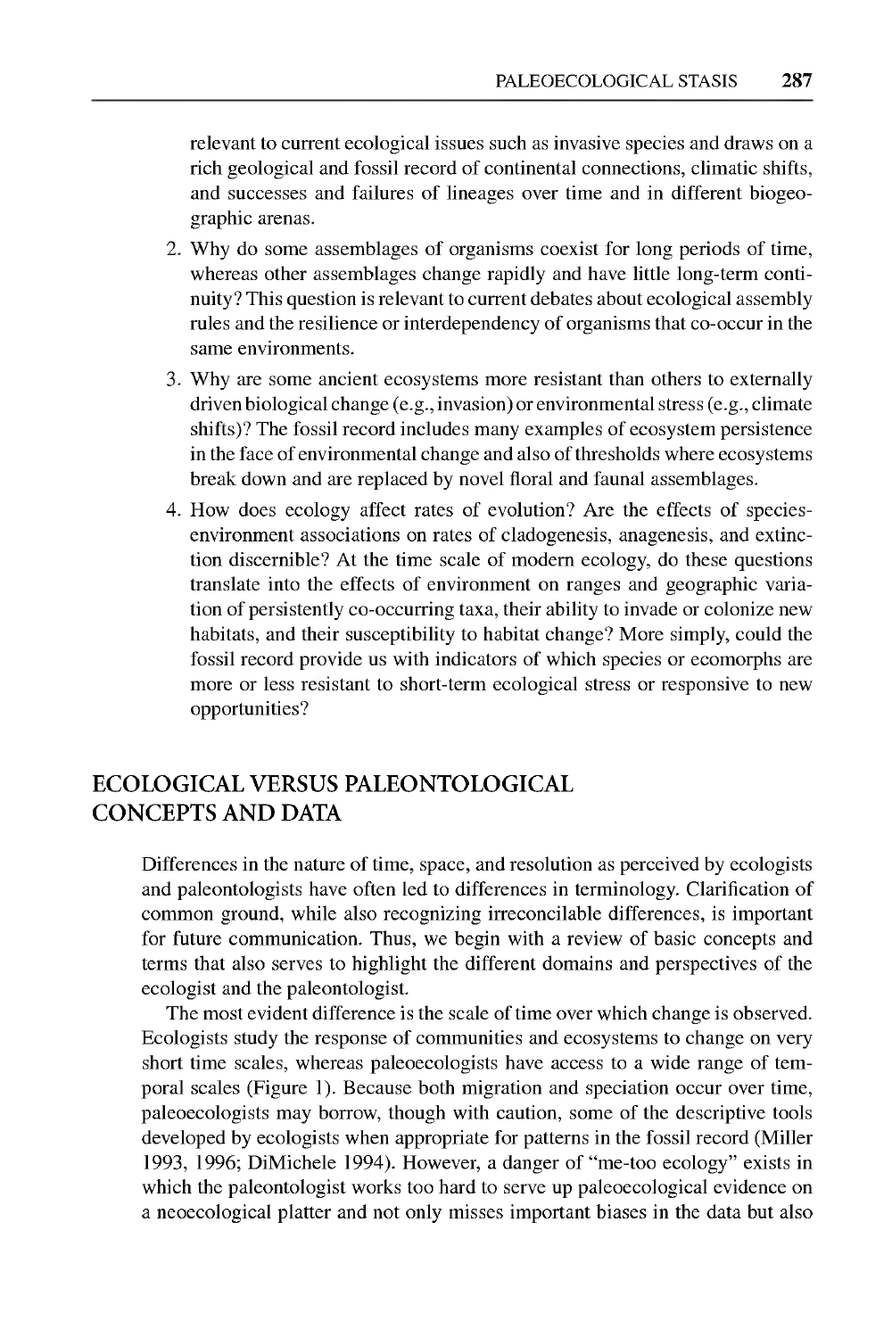relevant to current ecological issues such as invasive species and draws on a rich geological and fossil record of continental connections, climatic shifts, and successes and failures of lineages over time and in different biogeographic arenas.

2. Why do some assemblages of organisms coexist for long periods of time, whereas other assemblages change rapidly and have little long-term continuity? This question is relevant to current debates about ecological assembly rules and the resilience or interdependency of organisms that co-occur in the same environments.
3. Why are some ancient ecosystems more resistant than others to externally driven biological change (e.g., invasion) or environmental stress (e.g., climate shifts)? The fossil record includes many examples of ecosystem persistence in the face of environmental change and also of thresholds where ecosystems break down and are replaced by novel floral and faunal assemblages.
4. How does ecology affect rates of evolution? Are the effects of species-environment associations on rates of cladogenesis, anagenesis, and extinction discernible? At the time scale of modern ecology, do these questions translate into the effects of environment on ranges and geographic variation of persistently co-occurring taxa, their ability to invade or colonize new habitats, and their susceptibility to habitat change? More simply, could the fossil record provide us with indicators of which species or ecomorphs are more or less resistant to short-term ecological stress or responsive to new opportunities?

## ECOLOGICAL VERSUS PALEONTOLOGICAL CONCEPTS AND DATA

Differences in the nature of time, space, and resolution as perceived by ecologists and paleontologists have often led to differences in terminology. Clarification of common ground, while also recognizing irreconcilable differences, is important for future communication. Thus, we begin with a review of basic concepts and terms that also serves to highlight the different domains and perspectives of the ecologist and the paleontologist.

The most evident difference is the scale of time over which change is observed. Ecologists study the response of communities and ecosystems to change on very short time scales, whereas paleoecologists have access to a wide range of temporal scales (Figure 1). Because both migration and speciation occur over time, paleoecologists may borrow, though with caution, some of the descriptive tools developed by ecologists when appropriate for patterns in the fossil record (Miller 1993, 1996; DiMichele 1994). However, a danger of "me-too ecology" exists in which the paleontologist works too hard to serve up paleoecological evidence on a neoecological platter and not only misses important biases in the data but also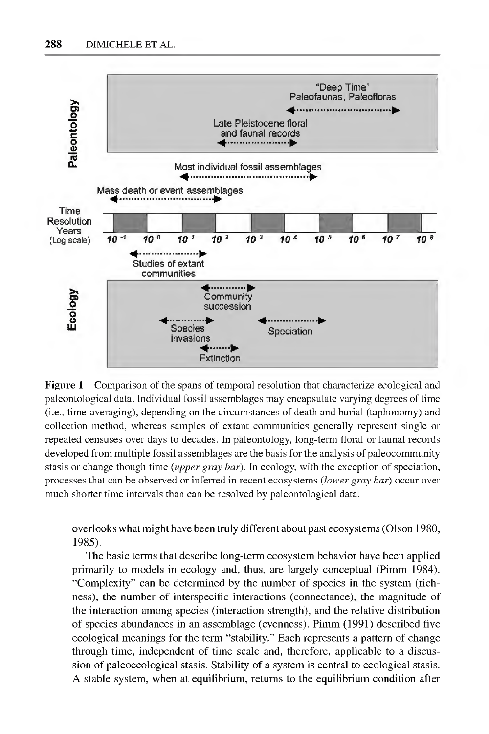**Figure 1** Comparison of the spans of temporal resolution that characterize ecological and paleontological data. Individual fossil assemblages may encapsulate varying degrees of time (i.e., time-averaging), depending on the circumstances of death and burial (taphonomy) and collection method, whereas samples of extant communities generally represent single or repeated censuses over days to decades. In paleontology, long-term floral or faunal records developed from multiple fossil assemblages are the basis for the analysis of paleocommunity stasis or change though time (*upper gray bar*). In ecology, with the exception of speciation, processes that can be observed or inferred in recent ecosystems (*lower gray bar*) occur over much shorter time intervals than can be resolved by paleontological data.

overlooks what might have been truly different about past ecosystems (Olson 1980, 1985).

The basic terms that describe long-term ecosystem behavior have been applied primarily to models in ecology and, thus, are largely conceptual (Pimm 1984). "Complexity" can be determined by the number of species in the system (richness), the number of interspecific interactions (connectance), the magnitude of the interaction among species (interaction strength), and the relative distribution of species abundances in an assemblage (evenness). Pimm (1991) described five ecological meanings for the term "stability." Each represents a pattern of change through time, independent of time scale and, therefore, applicable to a discussion of paleoecological stasis. Stability of a system is central to ecological stasis. A stable system, when at equilibrium, returns to the equilibrium condition after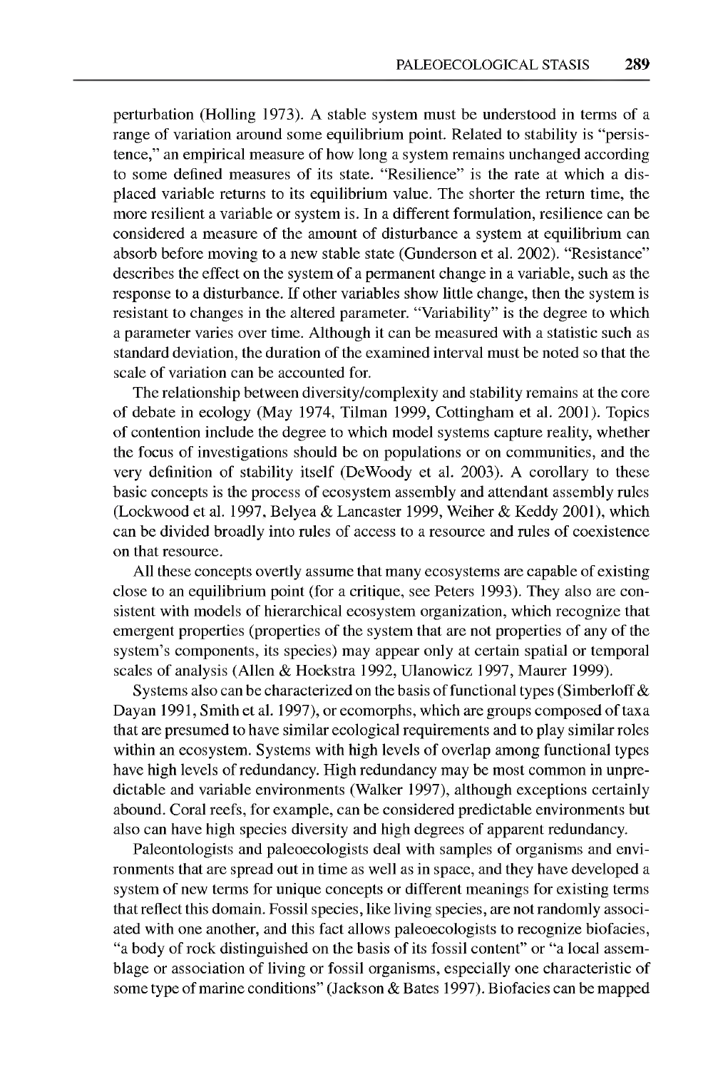perturbation (Holling 1973). A stable system must be understood in terms of a range of variation around some equilibrium point. Related to stability is "persistence," an empirical measure of how long a system remains unchanged according to some defined measures of its state. "Resilience" is the rate at which a displaced variable returns to its equilibrium value. The shorter the return time, the more resilient a variable or system is. In a different formulation, resilience can be considered a measure of the amount of disturbance a system at equilibrium can absorb before moving to a new stable state (Gunderson et al. 2002). "Resistance" describes the effect on the system of a permanent change in a variable, such as the response to a disturbance. If other variables show little change, then the system is resistant to changes in the altered parameter. "Variability" is the degree to which a parameter varies over time. Although it can be measured with a statistic such as standard deviation, the duration of the examined interval must be noted so that the scale of variation can be accounted for.

The relationship between diversity/complexity and stability remains at the core of debate in ecology (May 1974, Tilman 1999, Cottingham et al. 2001). Topics of contention include the degree to which model systems capture reality, whether the focus of investigations should be on populations or on communities, and the very definition of stability itself (DeWoody et al. 2003). A corollary to these basic concepts is the process of ecosystem assembly and attendant assembly rules (Lockwood et al. 1997, Belyea & Lancaster 1999, Weiher & Keddy 2001), which can be divided broadly into rules of access to a resource and rules of coexistence on that resource.

All these concepts overtly assume that many ecosystems are capable of existing close to an equilibrium point (for a critique, see Peters 1993). They also are consistent with models of hierarchical ecosystem organization, which recognize that emergent properties (properties of the system that are not properties of any of the system's components, its species) may appear only at certain spatial or temporal scales of analysis (Allen & Hoekstra 1992, Ulanowicz 1997, Maurer 1999).

Systems also can be characterized on the basis of functional types (Simberloff & Dayan 1991, Smith et al. 1997), or ecomorphs, which are groups composed of taxa that are presumed to have similar ecological requirements and to play similar roles within an ecosystem. Systems with high levels of overlap among functional types have high levels of redundancy. High redundancy may be most common in unpredictable and variable environments (Walker 1997), although exceptions certainly abound. Coral reefs, for example, can be considered predictable environments but also can have high species diversity and high degrees of apparent redundancy.

Paleontologists and paleoecologists deal with samples of organisms and environments that are spread out in time as well as in space, and they have developed a system of new terms for unique concepts or different meanings for existing terms that reflect this domain. Fossil species, like living species, are not randomly associated with one another, and this fact allows paleoecologists to recognize biofacies, "a body of rock distinguished on the basis of its fossil content" or "a local assemblage or association of living or fossil organisms, especially one characteristic of some type of marine conditions" (Jackson & Bates 1997). Biofacies can be mapped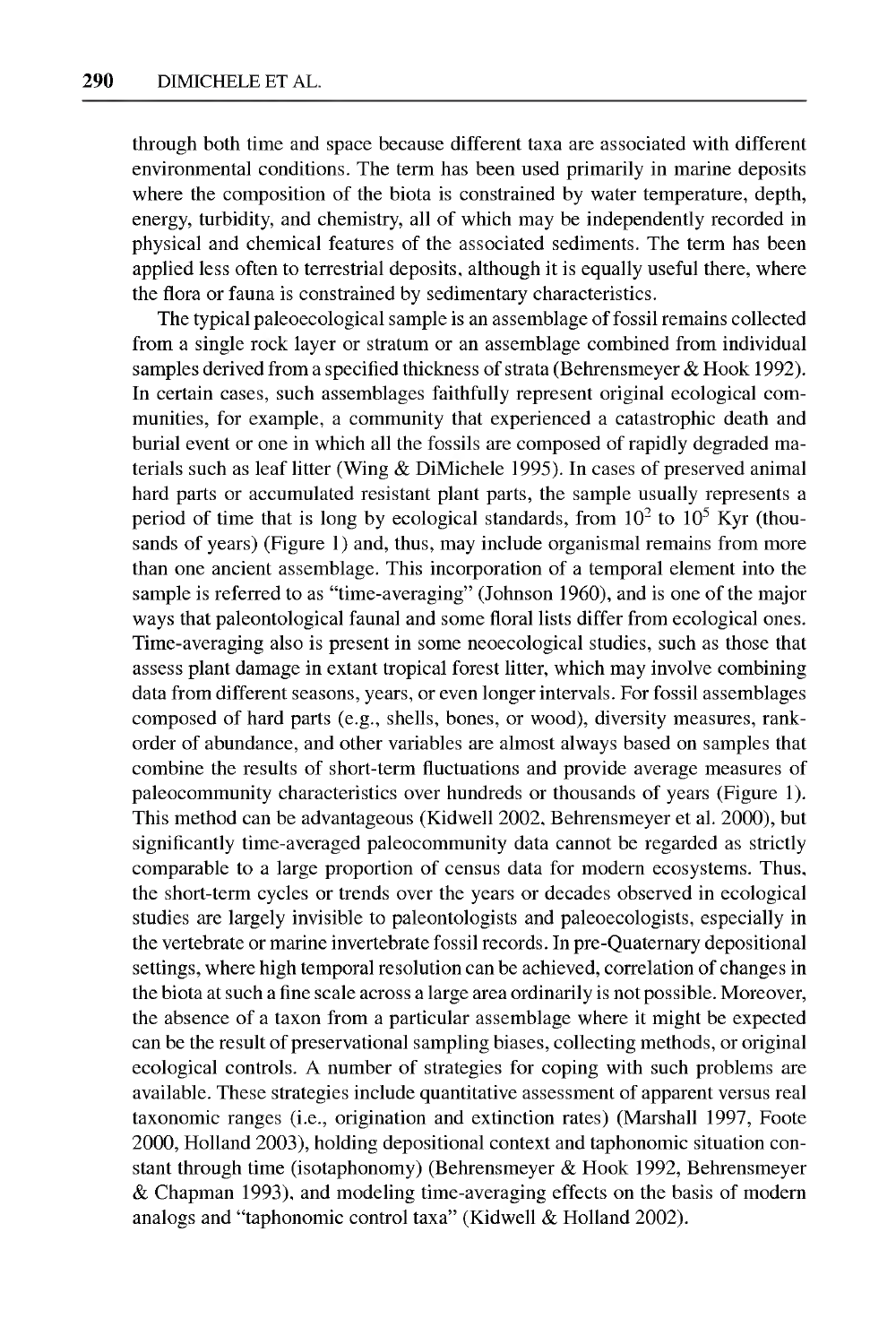through both time and space because different taxa are associated with different environmental conditions. The term has been used primarily in marine deposits where the composition of the biota is constrained by water temperature, depth, energy, turbidity, and chemistry, all of which may be independently recorded in physical and chemical features of the associated sediments. The term has been applied less often to terrestrial deposits, although it is equally useful there, where the flora or fauna is constrained by sedimentary characteristics.

The typical paleoecological sample is an assemblage of fossil remains collected from a single rock layer or stratum or an assemblage combined from individual samples derived from a specified thickness of strata (Behrensmeyer & Hook 1992). In certain cases, such assemblages faithfully represent original ecological communities, for example, a community that experienced a catastrophic death and burial event or one in which all the fossils are composed of rapidly degraded materials such as leaf litter (Wing & DiMichele 1995). In cases of preserved animal hard parts or accumulated resistant plant parts, the sample usually represents a period of time that is long by ecological standards, from $10^2$ to $10^5$ Kyr (thousands of years) (Figure 1) and, thus, may include organismal remains from more than one ancient assemblage. This incorporation of a temporal element into the sample is referred to as "time-averaging" (Johnson 1960), and is one of the major ways that paleontological faunal and some floral lists differ from ecological ones. Time-averaging also is present in some neoecological studies, such as those that assess plant damage in extant tropical forest litter, which may involve combining data from different seasons, years, or even longer intervals. For fossil assemblages composed of hard parts (e.g., shells, bones, or wood), diversity measures, rank-order of abundance, and other variables are almost always based on samples that combine the results of short-term fluctuations and provide average measures of paleocommunity characteristics over hundreds or thousands of years (Figure 1). This method can be advantageous (Kidwell 2002, Behrensmeyer et al. 2000), but significantly time-averaged paleocommunity data cannot be regarded as strictly comparable to a large proportion of census data for modern ecosystems. Thus, the short-term cycles or trends over the years or decades observed in ecological studies are largely invisible to paleontologists and paleoecologists, especially in the vertebrate or marine invertebrate fossil records. In pre-Quaternary depositional settings, where high temporal resolution can be achieved, correlation of changes in the biota at such a fine scale across a large area ordinarily is not possible. Moreover, the absence of a taxon from a particular assemblage where it might be expected can be the result of preservational sampling biases, collecting methods, or original ecological controls. A number of strategies for coping with such problems are available. These strategies include quantitative assessment of apparent versus real taxonomic ranges (i.e., origination and extinction rates) (Marshall 1997, Foote 2000, Holland 2003), holding depositional context and taphonomic situation constant through time (isotaphonomy) (Behrensmeyer & Hook 1992, Behrensmeyer & Chapman 1993), and modeling time-averaging effects on the basis of modern analogs and "taphonomic control taxa" (Kidwell & Holland 2002).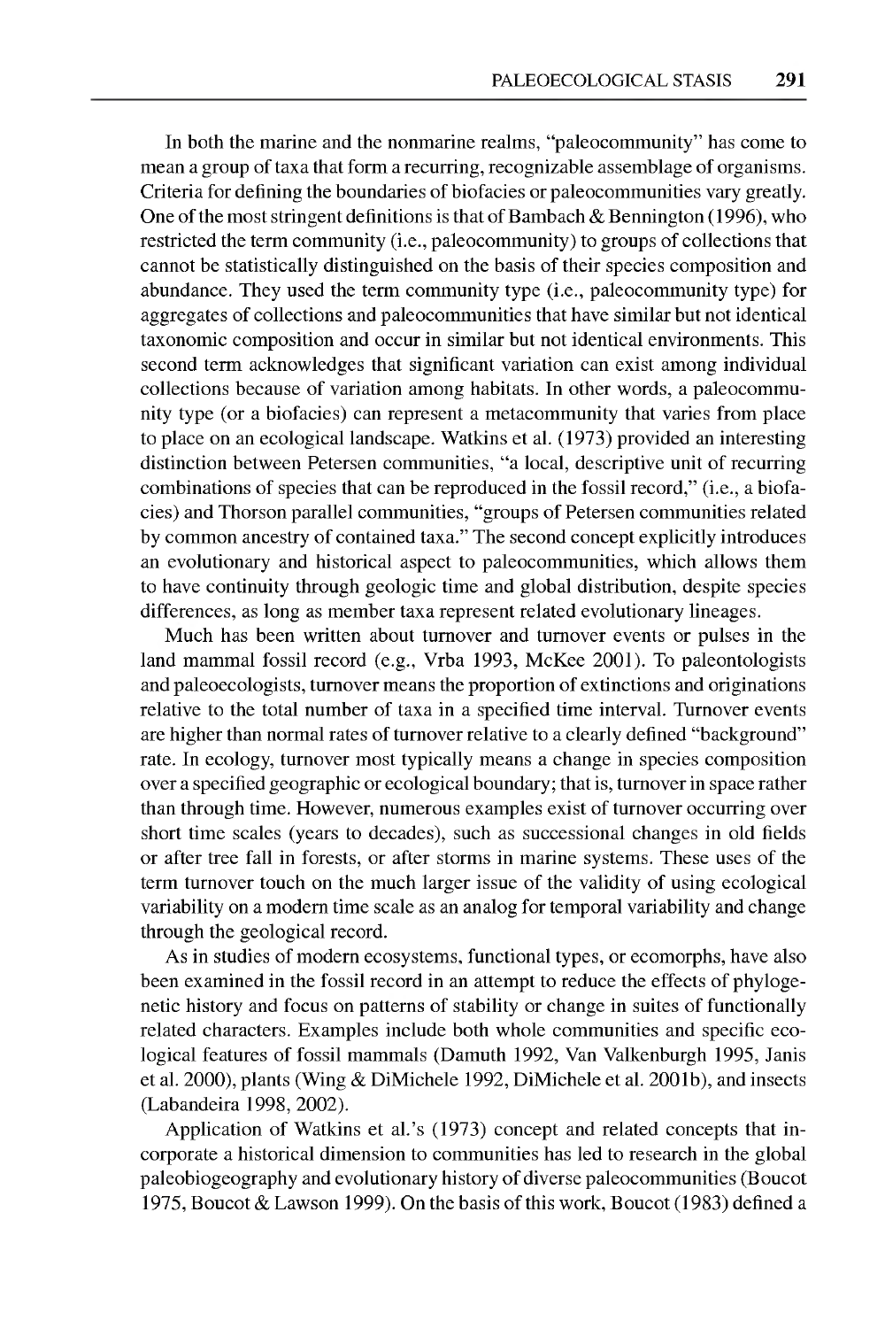In both the marine and the nonmarine realms, "paleocommunity" has come to mean a group of taxa that form a recurring, recognizable assemblage of organisms. Criteria for defining the boundaries of biofacies or paleocommunities vary greatly. One of the most stringent definitions is that of Bambach & Bennington (1996), who restricted the term community (i.e., paleocommunity) to groups of collections that cannot be statistically distinguished on the basis of their species composition and abundance. They used the term community type (i.e., paleocommunity type) for aggregates of collections and paleocommunities that have similar but not identical taxonomic composition and occur in similar but not identical environments. This second term acknowledges that significant variation can exist among individual collections because of variation among habitats. In other words, a paleocommunity type (or a biofacies) can represent a metacommunity that varies from place to place on an ecological landscape. Watkins et al. (1973) provided an interesting distinction between Petersen communities, "a local, descriptive unit of recurring combinations of species that can be reproduced in the fossil record," (i.e., a biofacies) and Thorson parallel communities, "groups of Petersen communities related by common ancestry of contained taxa." The second concept explicitly introduces an evolutionary and historical aspect to paleocommunities, which allows them to have continuity through geologic time and global distribution, despite species differences, as long as member taxa represent related evolutionary lineages.

Much has been written about turnover and turnover events or pulses in the land mammal fossil record (e.g., Vrba 1993, McKee 2001). To paleontologists and paleoecologists, turnover means the proportion of extinctions and originations relative to the total number of taxa in a specified time interval. Turnover events are higher than normal rates of turnover relative to a clearly defined "background" rate. In ecology, turnover most typically means a change in species composition over a specified geographic or ecological boundary; that is, turnover in space rather than through time. However, numerous examples exist of turnover occurring over short time scales (years to decades), such as successional changes in old fields or after tree fall in forests, or after storms in marine systems. These uses of the term turnover touch on the much larger issue of the validity of using ecological variability on a modern time scale as an analog for temporal variability and change through the geological record.

As in studies of modern ecosystems, functional types, or ecomorphs, have also been examined in the fossil record in an attempt to reduce the effects of phylogenetic history and focus on patterns of stability or change in suites of functionally related characters. Examples include both whole communities and specific ecological features of fossil mammals (Damuth 1992, Van Valkenburgh 1995, Janis et al. 2000), plants (Wing & DiMichele 1992, DiMichele et al. 2001b), and insects (Labandeira 1998, 2002).

Application of Watkins et al.'s (1973) concept and related concepts that incorporate a historical dimension to communities has led to research in the global paleobiogeography and evolutionary history of diverse paleocommunities (Boucot 1975, Boucot & Lawson 1999). On the basis of this work, Boucot (1983) defined a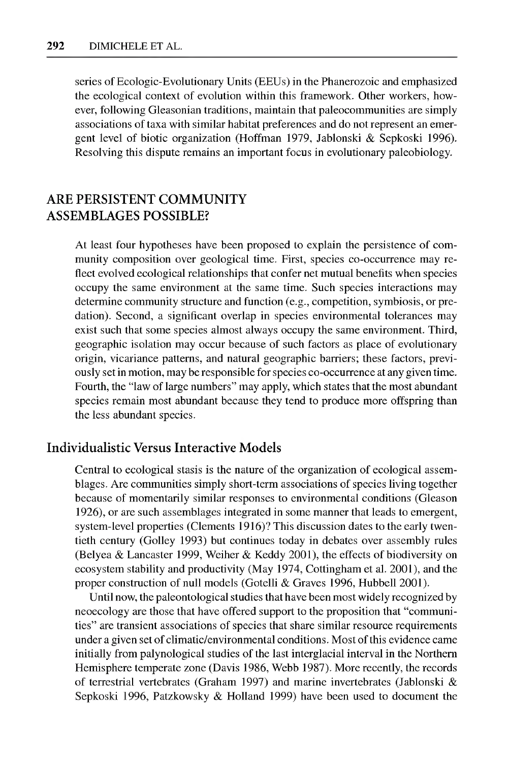series of Ecologic-Evolutionary Units (EEUs) in the Phanerozoic and emphasized the ecological context of evolution within this framework. Other workers, however, following Gleasonian traditions, maintain that paleocommunities are simply associations of taxa with similar habitat preferences and do not represent an emergent level of biotic organization (Hoffman 1979, Jablonski & Sepkoski 1996). Resolving this dispute remains an important focus in evolutionary paleobiology.

## ARE PERSISTENT COMMUNITY ASSEMBLAGES POSSIBLE?

At least four hypotheses have been proposed to explain the persistence of community composition over geological time. First, species co-occurrence may reflect evolved ecological relationships that confer net mutual benefits when species occupy the same environment at the same time. Such species interactions may determine community structure and function (e.g., competition, symbiosis, or predation). Second, a significant overlap in species environmental tolerances may exist such that some species almost always occupy the same environment. Third, geographic isolation may occur because of such factors as place of evolutionary origin, vicariance patterns, and natural geographic barriers; these factors, previously set in motion, may be responsible for species co-occurrence at any given time. Fourth, the "law of large numbers" may apply, which states that the most abundant species remain most abundant because they tend to produce more offspring than the less abundant species.

### Individualistic Versus Interactive Models

Central to ecological stasis is the nature of the organization of ecological assemblages. Are communities simply short-term associations of species living together because of momentarily similar responses to environmental conditions (Gleason 1926), or are such assemblages integrated in some manner that leads to emergent, system-level properties (Clements 1916)? This discussion dates to the early twentieth century (Golley 1993) but continues today in debates over assembly rules (Belyea & Lancaster 1999, Weiher & Keddy 2001), the effects of biodiversity on ecosystem stability and productivity (May 1974, Cottingham et al. 2001), and the proper construction of null models (Gotelli & Graves 1996, Hubbell 2001).

Until now, the paleontological studies that have been most widely recognized by neoecology are those that have offered support to the proposition that "communities" are transient associations of species that share similar resource requirements under a given set of climatic/environmental conditions. Most of this evidence came initially from palynological studies of the last interglacial interval in the Northern Hemisphere temperate zone (Davis 1986, Webb 1987). More recently, the records of terrestrial vertebrates (Graham 1997) and marine invertebrates (Jablonski & Sepkoski 1996, Patzkowsky & Holland 1999) have been used to document the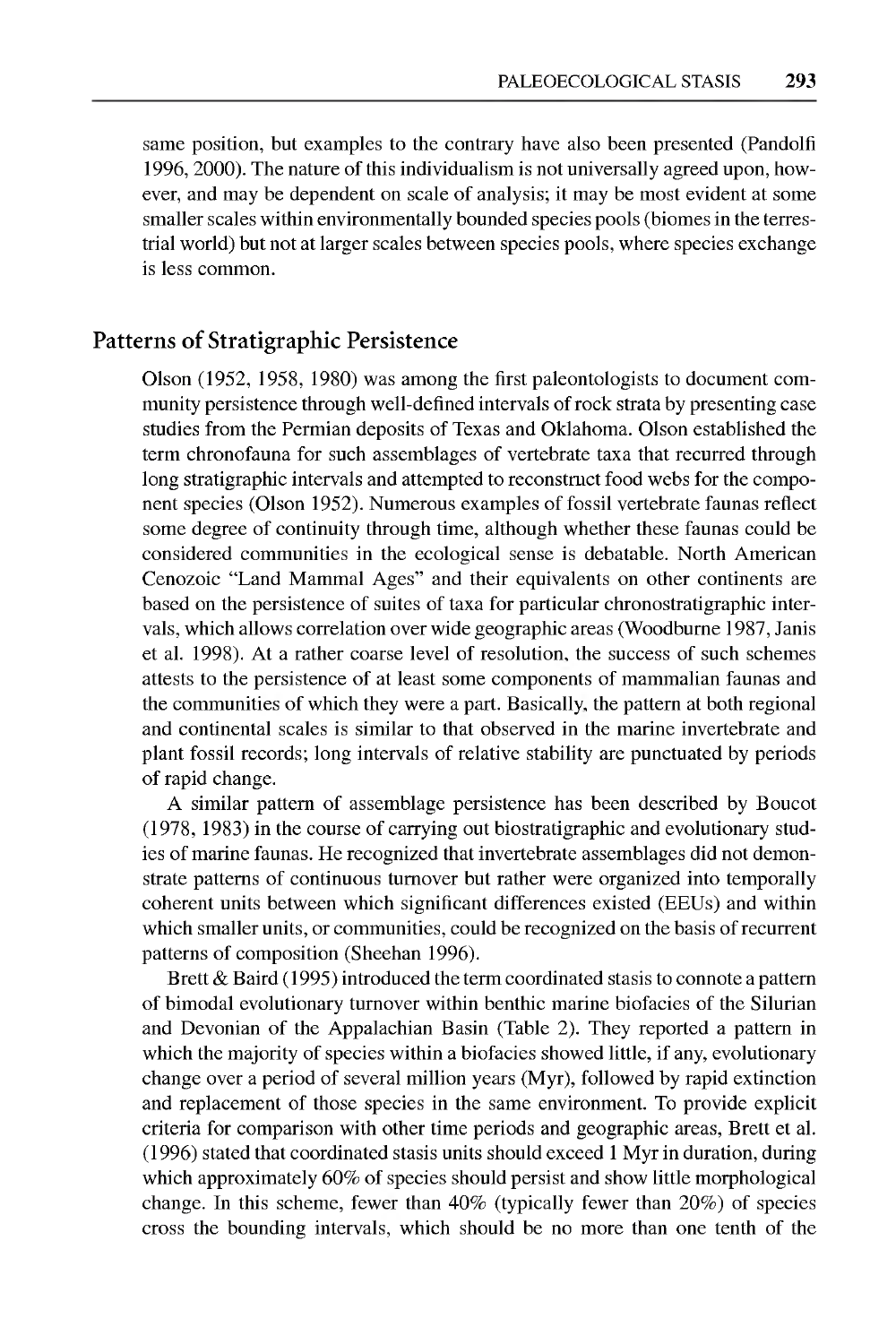same position, but examples to the contrary have also been presented (Pandolfi 1996, 2000). The nature of this individualism is not universally agreed upon, however, and may be dependent on scale of analysis; it may be most evident at some smaller scales within environmentally bounded species pools (biomes in the terrestrial world) but not at larger scales between species pools, where species exchange is less common.

## Patterns of Stratigraphic Persistence

Olson (1952, 1958, 1980) was among the first paleontologists to document community persistence through well-defined intervals of rock strata by presenting case studies from the Permian deposits of Texas and Oklahoma. Olson established the term chronofauna for such assemblages of vertebrate taxa that recurred through long stratigraphic intervals and attempted to reconstruct food webs for the component species (Olson 1952). Numerous examples of fossil vertebrate faunas reflect some degree of continuity through time, although whether these faunas could be considered communities in the ecological sense is debatable. North American Cenozoic "Land Mammal Ages" and their equivalents on other continents are based on the persistence of suites of taxa for particular chronostratigraphic intervals, which allows correlation over wide geographic areas (Woodburne 1987, Janis et al. 1998). At a rather coarse level of resolution, the success of such schemes attests to the persistence of at least some components of mammalian faunas and the communities of which they were a part. Basically, the pattern at both regional and continental scales is similar to that observed in the marine invertebrate and plant fossil records; long intervals of relative stability are punctuated by periods of rapid change.

A similar pattern of assemblage persistence has been described by Boucot (1978, 1983) in the course of carrying out biostratigraphic and evolutionary studies of marine faunas. He recognized that invertebrate assemblages did not demonstrate patterns of continuous turnover but rather were organized into temporally coherent units between which significant differences existed (EEUs) and within which smaller units, or communities, could be recognized on the basis of recurrent patterns of composition (Sheehan 1996).

Brett & Baird (1995) introduced the term coordinated stasis to connote a pattern of bimodal evolutionary turnover within benthic marine biofacies of the Silurian and Devonian of the Appalachian Basin (Table 2). They reported a pattern in which the majority of species within a biofacies showed little, if any, evolutionary change over a period of several million years (Myr), followed by rapid extinction and replacement of those species in the same environment. To provide explicit criteria for comparison with other time periods and geographic areas, Brett et al. (1996) stated that coordinated stasis units should exceed 1 Myr in duration, during which approximately 60% of species should persist and show little morphological change. In this scheme, fewer than 40% (typically fewer than 20%) of species cross the bounding intervals, which should be no more than one tenth of the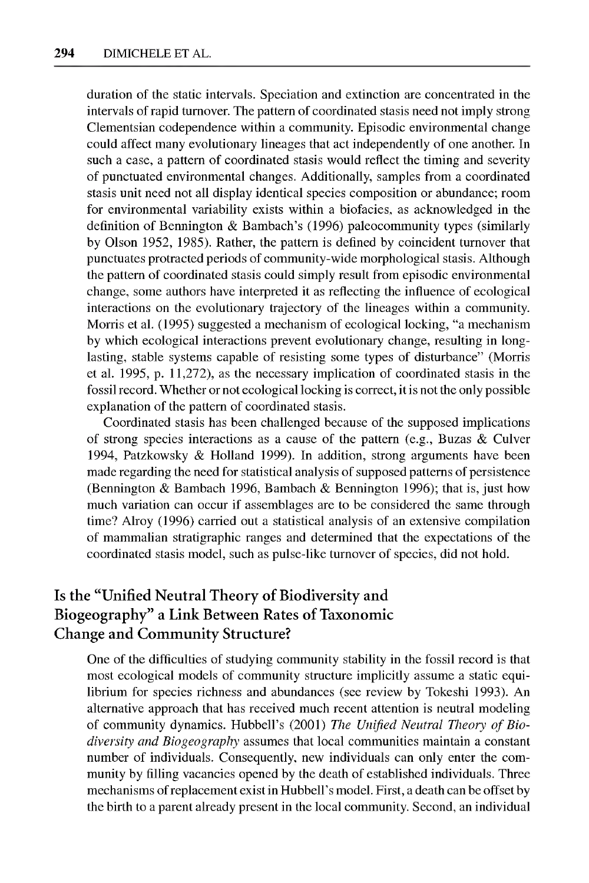duration of the static intervals. Speciation and extinction are concentrated in the intervals of rapid turnover. The pattern of coordinated stasis need not imply strong Clementsian codependence within a community. Episodic environmental change could affect many evolutionary lineages that act independently of one another. In such a case, a pattern of coordinated stasis would reflect the timing and severity of punctuated environmental changes. Additionally, samples from a coordinated stasis unit need not all display identical species composition or abundance; room for environmental variability exists within a biofacies, as acknowledged in the definition of Bennington & Bambach's (1996) paleocommunity types (similarly by Olson 1952, 1985). Rather, the pattern is defined by coincident turnover that punctuates protracted periods of community-wide morphological stasis. Although the pattern of coordinated stasis could simply result from episodic environmental change, some authors have interpreted it as reflecting the influence of ecological interactions on the evolutionary trajectory of the lineages within a community. Morris et al. (1995) suggested a mechanism of ecological locking, "a mechanism by which ecological interactions prevent evolutionary change, resulting in long-lasting, stable systems capable of resisting some types of disturbance" (Morris et al. 1995, p. 11,272), as the necessary implication of coordinated stasis in the fossil record. Whether or not ecological locking is correct, it is not the only possible explanation of the pattern of coordinated stasis.

Coordinated stasis has been challenged because of the supposed implications of strong species interactions as a cause of the pattern (e.g., Buzas & Culver 1994, Patzkowsky & Holland 1999). In addition, strong arguments have been made regarding the need for statistical analysis of supposed patterns of persistence (Bennington & Bambach 1996, Bambach & Bennington 1996); that is, just how much variation can occur if assemblages are to be considered the same through time? Alroy (1996) carried out a statistical analysis of an extensive compilation of mammalian stratigraphic ranges and determined that the expectations of the coordinated stasis model, such as pulse-like turnover of species, did not hold.

## Is the "Unified Neutral Theory of Biodiversity and Biogeography" a Link Between Rates of Taxonomic Change and Community Structure?

One of the difficulties of studying community stability in the fossil record is that most ecological models of community structure implicitly assume a static equilibrium for species richness and abundances (see review by Tokeshi 1993). An alternative approach that has received much recent attention is neutral modeling of community dynamics. Hubbell's (2001) *The Unified Neutral Theory of Biodiversity and Biogeography* assumes that local communities maintain a constant number of individuals. Consequently, new individuals can only enter the community by filling vacancies opened by the death of established individuals. Three mechanisms of replacement exist in Hubbell's model. First, a death can be offset by the birth to a parent already present in the local community. Second, an individual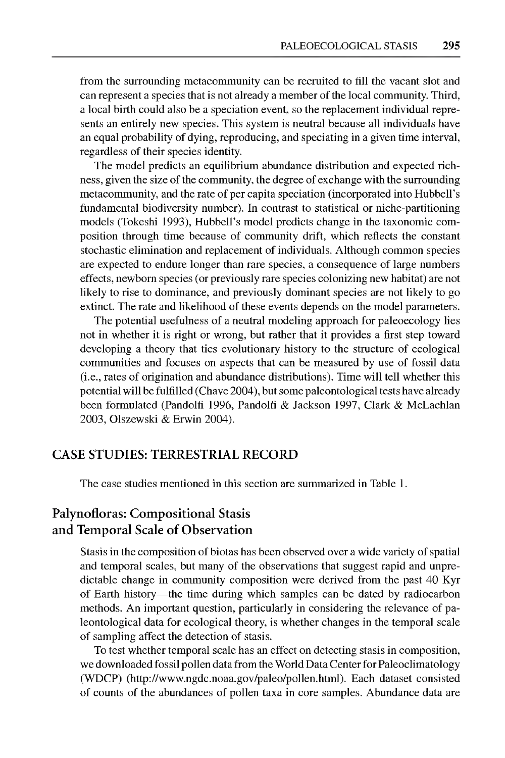from the surrounding metacommunity can be recruited to fill the vacant slot and can represent a species that is not already a member of the local community. Third, a local birth could also be a speciation event, so the replacement individual represents an entirely new species. This system is neutral because all individuals have an equal probability of dying, reproducing, and speciating in a given time interval, regardless of their species identity.

The model predicts an equilibrium abundance distribution and expected richness, given the size of the community, the degree of exchange with the surrounding metacommunity, and the rate of per capita speciation (incorporated into Hubbell's fundamental biodiversity number). In contrast to statistical or niche-partitioning models (Tokeshi 1993), Hubbell's model predicts change in the taxonomic composition through time because of community drift, which reflects the constant stochastic elimination and replacement of individuals. Although common species are expected to endure longer than rare species, a consequence of large numbers effects, newborn species (or previously rare species colonizing new habitat) are not likely to rise to dominance, and previously dominant species are not likely to go extinct. The rate and likelihood of these events depends on the model parameters.

The potential usefulness of a neutral modeling approach for paleoecology lies not in whether it is right or wrong, but rather that it provides a first step toward developing a theory that ties evolutionary history to the structure of ecological communities and focuses on aspects that can be measured by use of fossil data (i.e., rates of origination and abundance distributions). Time will tell whether this potential will be fulfilled (Chave 2004), but some paleontological tests have already been formulated (Pandolfi 1996, Pandolfi & Jackson 1997, Clark & McLachlan 2003, Olszewski & Erwin 2004).

## CASE STUDIES: TERRESTRIAL RECORD

The case studies mentioned in this section are summarized in Table 1.

### Palynofloras: Compositional Stasis and Temporal Scale of Observation

Stasis in the composition of biotas has been observed over a wide variety of spatial and temporal scales, but many of the observations that suggest rapid and unpredictable change in community composition were derived from the past 40 Kyr of Earth history—the time during which samples can be dated by radiocarbon methods. An important question, particularly in considering the relevance of paleontological data for ecological theory, is whether changes in the temporal scale of sampling affect the detection of stasis.

To test whether temporal scale has an effect on detecting stasis in composition, we downloaded fossil pollen data from the World Data Center for Paleoclimatology (WDCP) (http://www.ngdc.noaa.gov/paleo/pollen.html). Each dataset consisted of counts of the abundances of pollen taxa in core samples. Abundance data are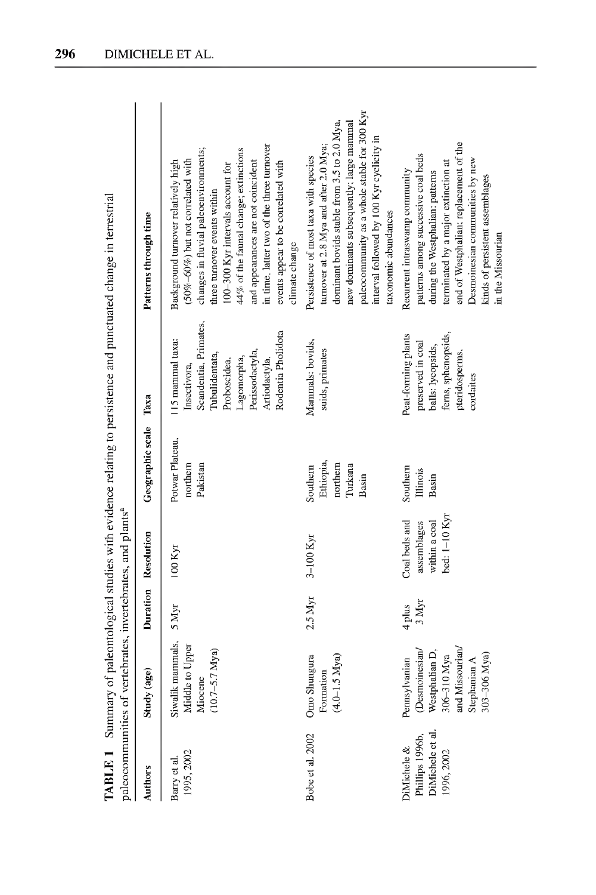**TABLE 1** Summary of paleontological studies with evidence relating to persistence and punctuated change in terrestrial paleocommunities of vertebrates, invertebrates, and plants[a]

| Authors | Study (age) | Duration | Resolution | Geographic scale | Taxa | Patterns through time |
|---|---|---|---|---|---|---|
| Barry et al. 1995, 2002 | Siwalik mammals, Middle to Upper Miocene (10.7–5.7 Mya) | 5 Myr | 100 Kyr | Potwar Plateau, northern Pakistan | 115 mammal taxa: Insectivora, Scandentia, Primates, Tubulidentata, Proboscidea, Lagomorpha, Perissodactyla, Artiodactyla, Rodentia Pholidota | Background turnover relatively high (50%–60%) but not correlated with changes in fluvial paleoenvironments; three turnover events within 100–300 Kyr intervals account for 44% of the faunal change; extinctions and appearances are not coincident in time, latter two of the three turnover events appear to be correlated with climate change |
| Bobe et al. 2002 | Omo Shungura Formation (4.0–1.5 Mya) | 2.5 Myr | 3–100 Kyr | Southern Ethiopia, northern Turkana Basin | Mammals: bovids, suids, primates | Persistence of most taxa with species turnover at 2.8 Mya and after 2.0 Mya; dominant bovids stable from 3.5 to 2.0 Mya, new dominants subsequently; large mammal paleocommunity as a whole stable for 300 Kyr interval followed by 100 Kyr cyclicity in taxonomic abundances |
| DiMichele & Phillips 1996b, DiMichele et al. 1996, 2002 | Pennsylvanian (Desmoinesian/ Westphalian D, 306–310 Mya and Missourian/ Stephanian A 303–306 Mya) | 4 plus 3 Myr | Coal beds and assemblages within a coal bed: 1–10 Kyr | Southern Illinois Basin | Peat-forming plants preserved in coal balls: lycopsids, ferns, sphenopsids, pteridosperms, cordaites | Recurrent intraswamp community patterns among successive coal beds during the Westphalian; patterns terminated by a major extinction at end of Westphalian; replacement of the Desmoinesian communities by new kinds of persistent assemblages in the Missourian |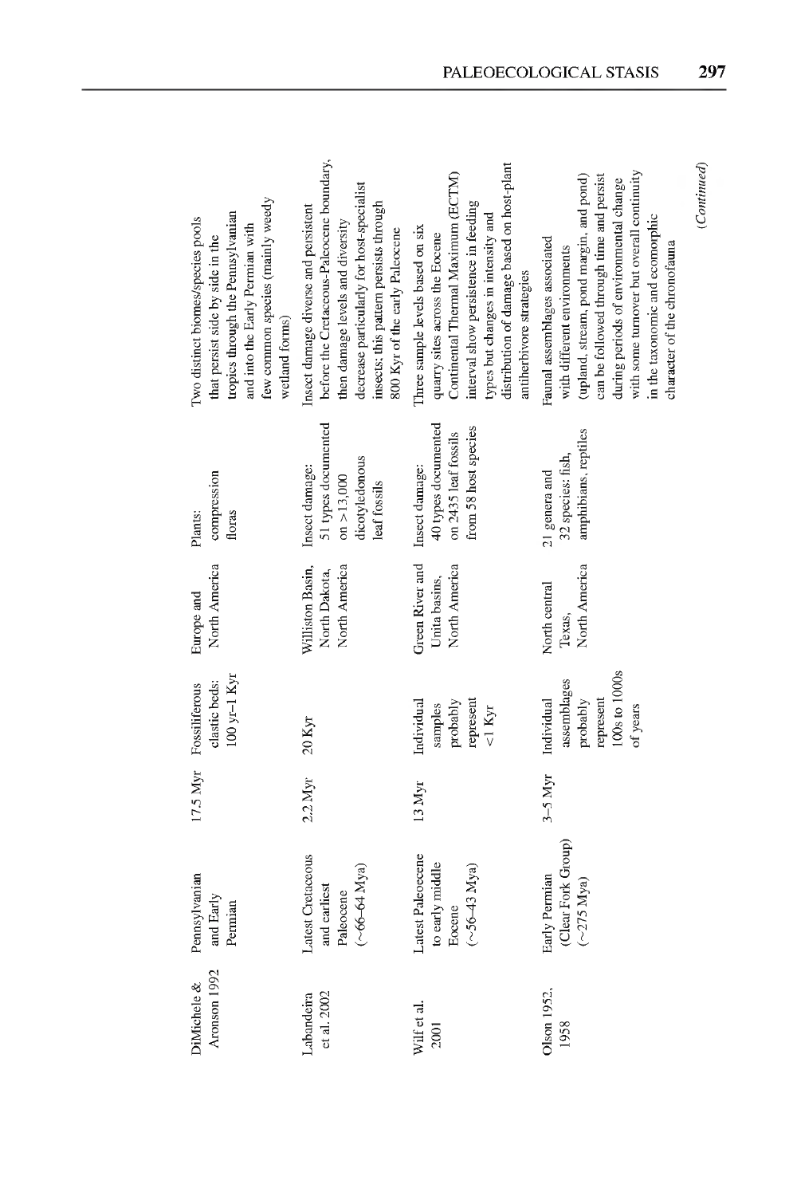| | | | | | | |
|---|---|---|---|---|---|---|
| DiMichele & Aronson 1992 | Pennsylvanian and Early Permian | 17.5 Myr | Fossiliferous clastic beds: 100 yr–1 Kyr | Europe and North America | Plants: compression floras | Two distinct biomes/species pools that persist side by side in the tropics through the Pennsylvanian and into the Early Permian with few common species (mainly weedy wetland forms) |
| Labandeira et al. 2002 | Latest Cretaceous and earliest Paleocene (~66–64 Mya) | 2.2 Myr | 20 Kyr | Williston Basin, North Dakota, North America | Insect damage: 51 types documented on >13,000 dicotyledonous leaf fossils | Insect damage diverse and persistent before the Cretaceous-Paleocene boundary, then damage levels and diversity decrease particularly for host-specialist insects; this pattern persists through 800 Kyr of the early Paleocene |
| Wilf et al. 2001 | Latest Paleocene to early middle Eocene (~56–43 Mya) | 13 Myr | Individual samples probably represent <1 Kyr | Green River and Uinta basins, North America | Insect damage: 40 types documented on 2435 leaf fossils from 58 host species | Three sample levels based on six quarry sites across the Eocene Continental Thermal Maximum (ECTM) interval show persistence in feeding types but changes in intensity and distribution of damage based on host-plant antiherbivore strategies |
| Olson 1952, 1958 | Early Permian (Clear Fork Group) (~275 Mya) | 3–5 Myr | Individual assemblages probably represent 100s to 1000s of years | North central Texas, North America | 21 genera and 32 species: fish, amphibians, reptiles | Faunal assemblages associated with different environments (upland, stream, pond margin, and pond) can be followed through time and persist during periods of environmental change with some turnover but overall continuity in the taxonomic and ecomorphic character of the chronofauna |

*(Continued)*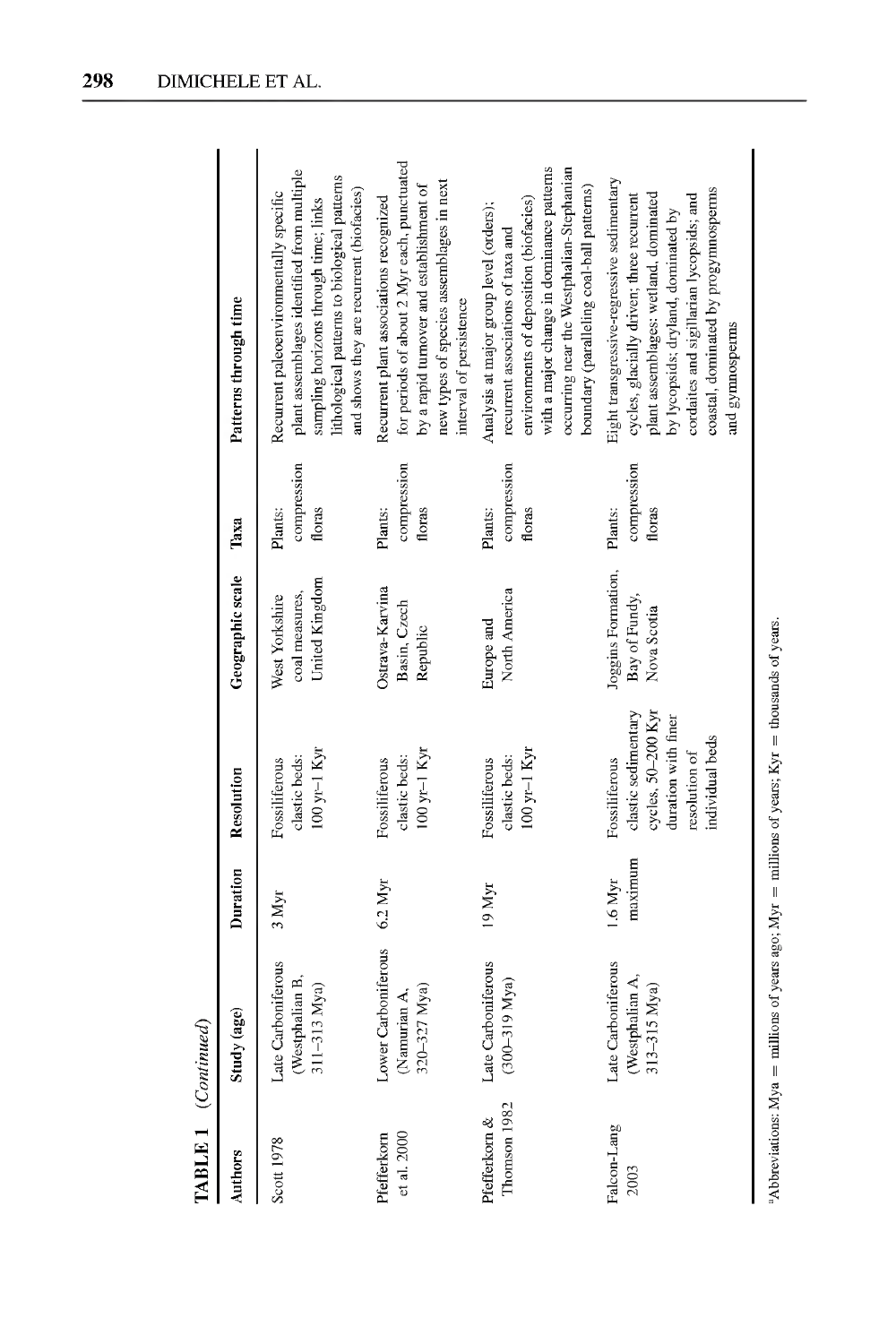**TABLE 1** *(Continued)*

| Authors | Study (age) | Duration | Resolution | Geographic scale | Taxa | Patterns through time |
|---|---|---|---|---|---|---|
| Scott 1978 | Late Carboniferous (Westphalian B, 311–313 Mya) | 3 Myr | Fossiliferous clastic beds: 100 yr–1 Kyr | West Yorkshire coal measures, United Kingdom | Plants: compression floras | Recurrent paleoenvironmentally specific plant assemblages identified from multiple sampling horizons through time; links lithological patterns to biological patterns and shows they are recurrent (biofacies) |
| Pfefferkorn et al. 2000 | Lower Carboniferous (Namurian A, 320–327 Mya) | 6.2 Myr | Fossiliferous clastic beds: 100 yr–1 Kyr | Ostrava-Karvina Basin, Czech Republic | Plants: compression floras | Recurrent plant associations recognized for periods of about 2 Myr each, punctuated by a rapid turnover and establishment of new types of species assemblages in next interval of persistence |
| Pfefferkorn & Thomson 1982 | Late Carboniferous (300–319 Mya) | 19 Myr | Fossiliferous clastic beds: 100 yr–1 Kyr | Europe and North America | Plants: compression floras | Analysis at major group level (orders); recurrent associations of taxa and environments of deposition (biofacies) with a major change in dominance patterns occurring near the Westphalian-Stephanian boundary (paralleling coal-ball patterns) |
| Falcon-Lang 2003 | Late Carboniferous (Westphalian A, 313–315 Mya) | 1.6 Myr maximum | Fossiliferous clastic sedimentary cycles, 50–200 Kyr duration with finer resolution of individual beds | Joggins Formation, Bay of Fundy, Nova Scotia | Plants: compression floras | Eight transgressive-regressive sedimentary cycles, glacially driven; three recurrent plant assemblages: wetland, dominated by lycopsids; dryland, dominated by cordaites and sigillarian lycopsids; and coastal, dominated by progymnosperms and gymnosperms |

[a]Abbreviations: Mya = millions of years ago; Myr = millions of years; Kyr = thousands of years.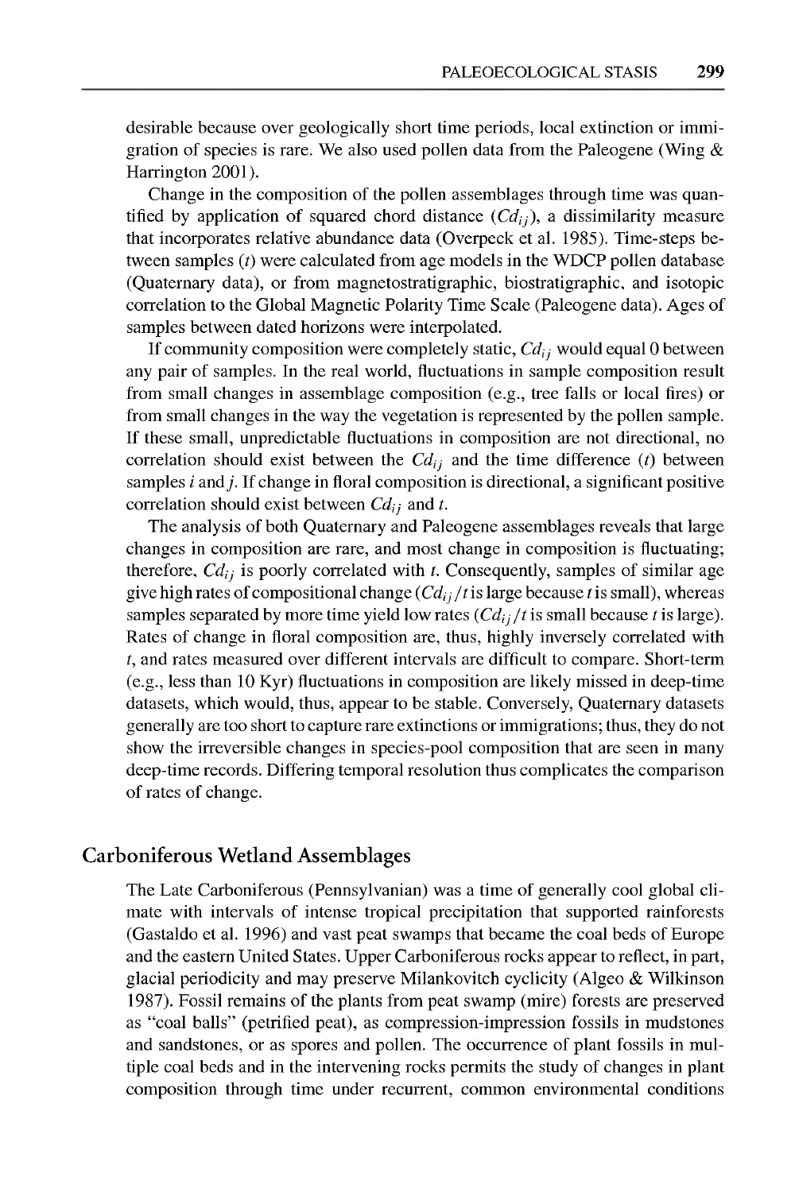desirable because over geologically short time periods, local extinction or immigration of species is rare. We also used pollen data from the Paleogene (Wing & Harrington 2001).

Change in the composition of the pollen assemblages through time was quantified by application of squared chord distance ($Cd_{ij}$), a dissimilarity measure that incorporates relative abundance data (Overpeck et al. 1985). Time-steps between samples ($t$) were calculated from age models in the WDCP pollen database (Quaternary data), or from magnetostratigraphic, biostratigraphic, and isotopic correlation to the Global Magnetic Polarity Time Scale (Paleogene data). Ages of samples between dated horizons were interpolated.

If community composition were completely static, $Cd_{ij}$ would equal 0 between any pair of samples. In the real world, fluctuations in sample composition result from small changes in assemblage composition (e.g., tree falls or local fires) or from small changes in the way the vegetation is represented by the pollen sample. If these small, unpredictable fluctuations in composition are not directional, no correlation should exist between the $Cd_{ij}$ and the time difference ($t$) between samples $i$ and $j$. If change in floral composition is directional, a significant positive correlation should exist between $Cd_{ij}$ and $t$.

The analysis of both Quaternary and Paleogene assemblages reveals that large changes in composition are rare, and most change in composition is fluctuating; therefore, $Cd_{ij}$ is poorly correlated with $t$. Consequently, samples of similar age give high rates of compositional change ($Cd_{ij}/t$ is large because $t$ is small), whereas samples separated by more time yield low rates ($Cd_{ij}/t$ is small because $t$ is large). Rates of change in floral composition are, thus, highly inversely correlated with $t$, and rates measured over different intervals are difficult to compare. Short-term (e.g., less than 10 Kyr) fluctuations in composition are likely missed in deep-time datasets, which would, thus, appear to be stable. Conversely, Quaternary datasets generally are too short to capture rare extinctions or immigrations; thus, they do not show the irreversible changes in species-pool composition that are seen in many deep-time records. Differing temporal resolution thus complicates the comparison of rates of change.

## Carboniferous Wetland Assemblages

The Late Carboniferous (Pennsylvanian) was a time of generally cool global climate with intervals of intense tropical precipitation that supported rainforests (Gastaldo et al. 1996) and vast peat swamps that became the coal beds of Europe and the eastern United States. Upper Carboniferous rocks appear to reflect, in part, glacial periodicity and may preserve Milankovitch cyclicity (Algeo & Wilkinson 1987). Fossil remains of the plants from peat swamp (mire) forests are preserved as "coal balls" (petrified peat), as compression-impression fossils in mudstones and sandstones, or as spores and pollen. The occurrence of plant fossils in multiple coal beds and in the intervening rocks permits the study of changes in plant composition through time under recurrent, common environmental conditions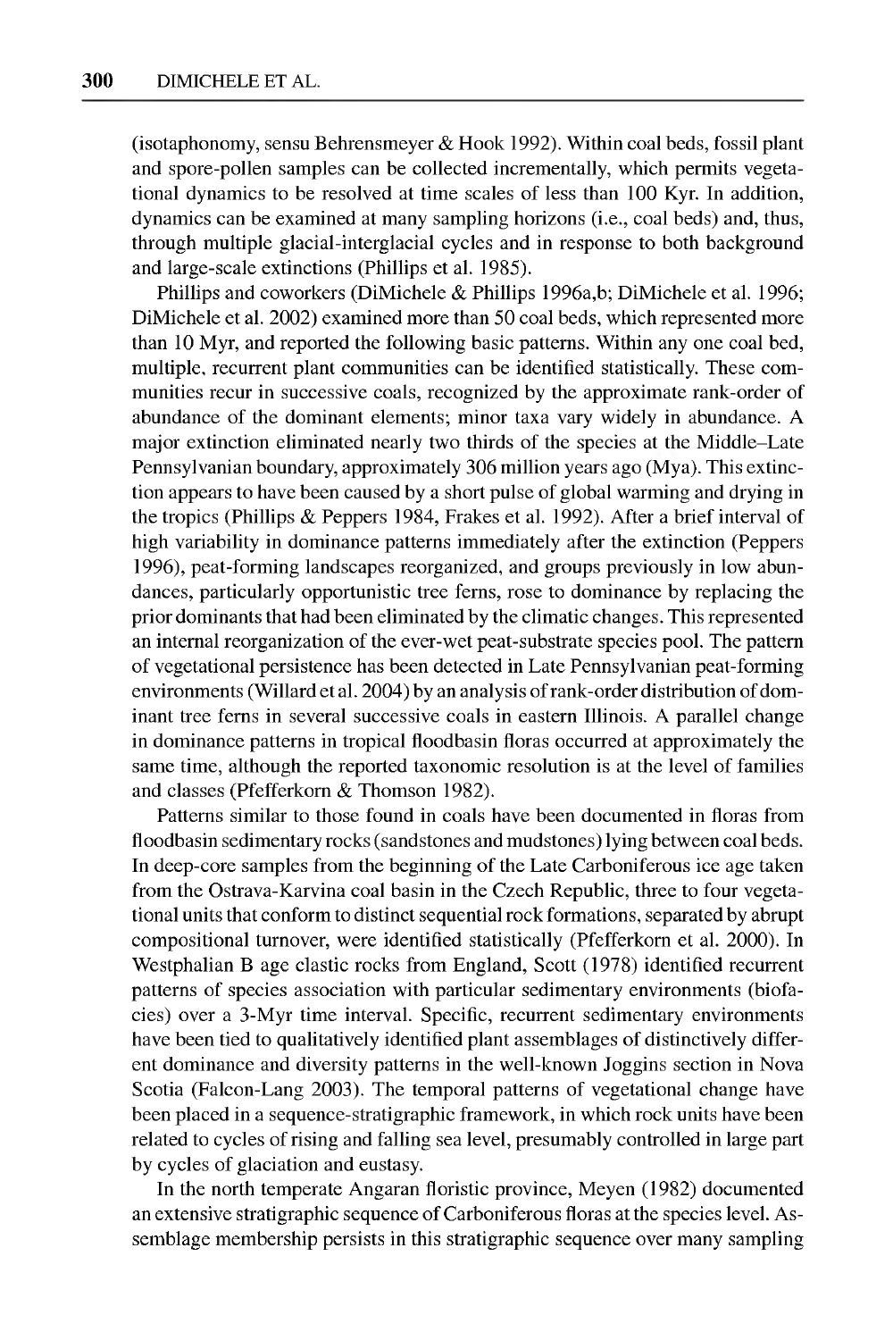(isotaphonomy, sensu Behrensmeyer & Hook 1992). Within coal beds, fossil plant and spore-pollen samples can be collected incrementally, which permits vegetational dynamics to be resolved at time scales of less than 100 Kyr. In addition, dynamics can be examined at many sampling horizons (i.e., coal beds) and, thus, through multiple glacial-interglacial cycles and in response to both background and large-scale extinctions (Phillips et al. 1985).

Phillips and coworkers (DiMichele & Phillips 1996a,b; DiMichele et al. 1996; DiMichele et al. 2002) examined more than 50 coal beds, which represented more than 10 Myr, and reported the following basic patterns. Within any one coal bed, multiple, recurrent plant communities can be identified statistically. These communities recur in successive coals, recognized by the approximate rank-order of abundance of the dominant elements; minor taxa vary widely in abundance. A major extinction eliminated nearly two thirds of the species at the Middle–Late Pennsylvanian boundary, approximately 306 million years ago (Mya). This extinction appears to have been caused by a short pulse of global warming and drying in the tropics (Phillips & Peppers 1984, Frakes et al. 1992). After a brief interval of high variability in dominance patterns immediately after the extinction (Peppers 1996), peat-forming landscapes reorganized, and groups previously in low abundances, particularly opportunistic tree ferns, rose to dominance by replacing the prior dominants that had been eliminated by the climatic changes. This represented an internal reorganization of the ever-wet peat-substrate species pool. The pattern of vegetational persistence has been detected in Late Pennsylvanian peat-forming environments (Willard et al. 2004) by an analysis of rank-order distribution of dominant tree ferns in several successive coals in eastern Illinois. A parallel change in dominance patterns in tropical floodbasin floras occurred at approximately the same time, although the reported taxonomic resolution is at the level of families and classes (Pfefferkorn & Thomson 1982).

Patterns similar to those found in coals have been documented in floras from floodbasin sedimentary rocks (sandstones and mudstones) lying between coal beds. In deep-core samples from the beginning of the Late Carboniferous ice age taken from the Ostrava-Karvina coal basin in the Czech Republic, three to four vegetational units that conform to distinct sequential rock formations, separated by abrupt compositional turnover, were identified statistically (Pfefferkorn et al. 2000). In Westphalian B age clastic rocks from England, Scott (1978) identified recurrent patterns of species association with particular sedimentary environments (biofacies) over a 3-Myr time interval. Specific, recurrent sedimentary environments have been tied to qualitatively identified plant assemblages of distinctively different dominance and diversity patterns in the well-known Joggins section in Nova Scotia (Falcon-Lang 2003). The temporal patterns of vegetational change have been placed in a sequence-stratigraphic framework, in which rock units have been related to cycles of rising and falling sea level, presumably controlled in large part by cycles of glaciation and eustasy.

In the north temperate Angaran floristic province, Meyen (1982) documented an extensive stratigraphic sequence of Carboniferous floras at the species level. Assemblage membership persists in this stratigraphic sequence over many sampling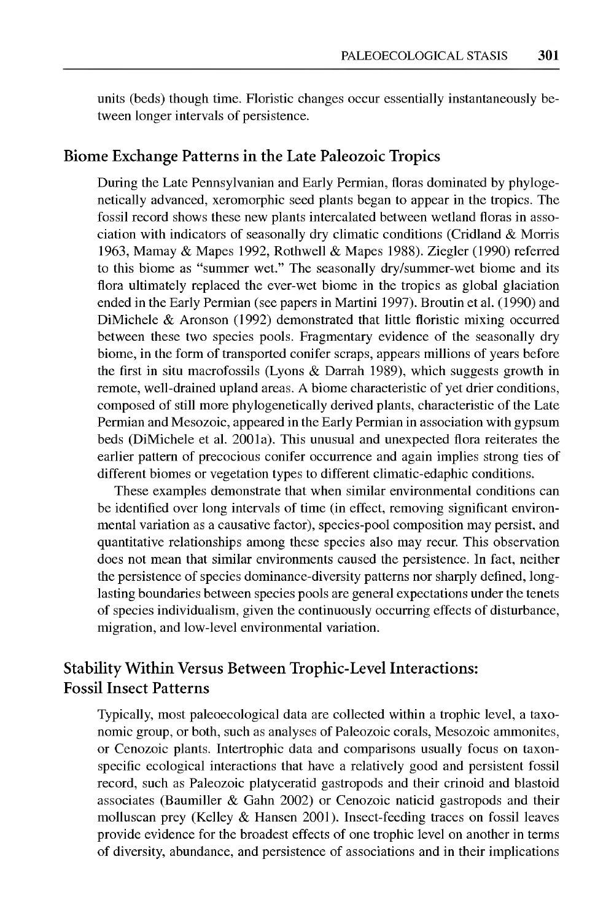units (beds) though time. Floristic changes occur essentially instantaneously between longer intervals of persistence.

## Biome Exchange Patterns in the Late Paleozoic Tropics

During the Late Pennsylvanian and Early Permian, floras dominated by phylogenetically advanced, xeromorphic seed plants began to appear in the tropics. The fossil record shows these new plants intercalated between wetland floras in association with indicators of seasonally dry climatic conditions (Cridland & Morris 1963, Mamay & Mapes 1992, Rothwell & Mapes 1988). Ziegler (1990) referred to this biome as "summer wet." The seasonally dry/summer-wet biome and its flora ultimately replaced the ever-wet biome in the tropics as global glaciation ended in the Early Permian (see papers in Martini 1997). Broutin et al. (1990) and DiMichele & Aronson (1992) demonstrated that little floristic mixing occurred between these two species pools. Fragmentary evidence of the seasonally dry biome, in the form of transported conifer scraps, appears millions of years before the first in situ macrofossils (Lyons & Darrah 1989), which suggests growth in remote, well-drained upland areas. A biome characteristic of yet drier conditions, composed of still more phylogenetically derived plants, characteristic of the Late Permian and Mesozoic, appeared in the Early Permian in association with gypsum beds (DiMichele et al. 2001a). This unusual and unexpected flora reiterates the earlier pattern of precocious conifer occurrence and again implies strong ties of different biomes or vegetation types to different climatic-edaphic conditions.

These examples demonstrate that when similar environmental conditions can be identified over long intervals of time (in effect, removing significant environmental variation as a causative factor), species-pool composition may persist, and quantitative relationships among these species also may recur. This observation does not mean that similar environments caused the persistence. In fact, neither the persistence of species dominance-diversity patterns nor sharply defined, long-lasting boundaries between species pools are general expectations under the tenets of species individualism, given the continuously occurring effects of disturbance, migration, and low-level environmental variation.

## Stability Within Versus Between Trophic-Level Interactions: Fossil Insect Patterns

Typically, most paleoecological data are collected within a trophic level, a taxonomic group, or both, such as analyses of Paleozoic corals, Mesozoic ammonites, or Cenozoic plants. Intertrophic data and comparisons usually focus on taxon-specific ecological interactions that have a relatively good and persistent fossil record, such as Paleozoic platyceratid gastropods and their crinoid and blastoid associates (Baumiller & Gahn 2002) or Cenozoic naticid gastropods and their molluscan prey (Kelley & Hansen 2001). Insect-feeding traces on fossil leaves provide evidence for the broadest effects of one trophic level on another in terms of diversity, abundance, and persistence of associations and in their implications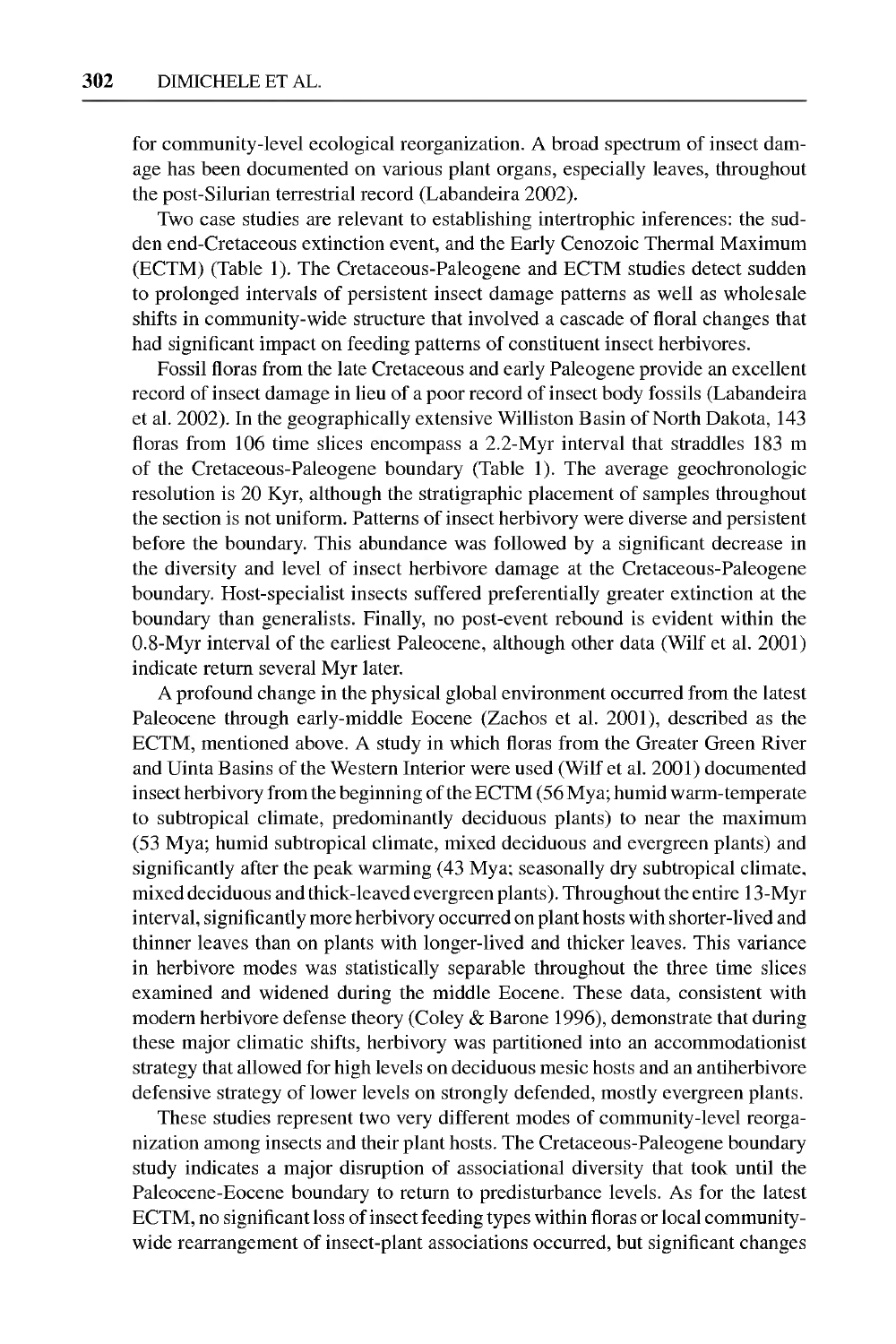for community-level ecological reorganization. A broad spectrum of insect damage has been documented on various plant organs, especially leaves, throughout the post-Silurian terrestrial record (Labandeira 2002).

Two case studies are relevant to establishing intertrophic inferences: the sudden end-Cretaceous extinction event, and the Early Cenozoic Thermal Maximum (ECTM) (Table 1). The Cretaceous-Paleogene and ECTM studies detect sudden to prolonged intervals of persistent insect damage patterns as well as wholesale shifts in community-wide structure that involved a cascade of floral changes that had significant impact on feeding patterns of constituent insect herbivores.

Fossil floras from the late Cretaceous and early Paleogene provide an excellent record of insect damage in lieu of a poor record of insect body fossils (Labandeira et al. 2002). In the geographically extensive Williston Basin of North Dakota, 143 floras from 106 time slices encompass a 2.2-Myr interval that straddles 183 m of the Cretaceous-Paleogene boundary (Table 1). The average geochronologic resolution is 20 Kyr, although the stratigraphic placement of samples throughout the section is not uniform. Patterns of insect herbivory were diverse and persistent before the boundary. This abundance was followed by a significant decrease in the diversity and level of insect herbivore damage at the Cretaceous-Paleogene boundary. Host-specialist insects suffered preferentially greater extinction at the boundary than generalists. Finally, no post-event rebound is evident within the 0.8-Myr interval of the earliest Paleocene, although other data (Wilf et al. 2001) indicate return several Myr later.

A profound change in the physical global environment occurred from the latest Paleocene through early-middle Eocene (Zachos et al. 2001), described as the ECTM, mentioned above. A study in which floras from the Greater Green River and Uinta Basins of the Western Interior were used (Wilf et al. 2001) documented insect herbivory from the beginning of the ECTM (56 Mya; humid warm-temperate to subtropical climate, predominantly deciduous plants) to near the maximum (53 Mya; humid subtropical climate, mixed deciduous and evergreen plants) and significantly after the peak warming (43 Mya; seasonally dry subtropical climate, mixed deciduous and thick-leaved evergreen plants). Throughout the entire 13-Myr interval, significantly more herbivory occurred on plant hosts with shorter-lived and thinner leaves than on plants with longer-lived and thicker leaves. This variance in herbivore modes was statistically separable throughout the three time slices examined and widened during the middle Eocene. These data, consistent with modern herbivore defense theory (Coley & Barone 1996), demonstrate that during these major climatic shifts, herbivory was partitioned into an accommodationist strategy that allowed for high levels on deciduous mesic hosts and an antiherbivore defensive strategy of lower levels on strongly defended, mostly evergreen plants.

These studies represent two very different modes of community-level reorganization among insects and their plant hosts. The Cretaceous-Paleogene boundary study indicates a major disruption of associational diversity that took until the Paleocene-Eocene boundary to return to predisturbance levels. As for the latest ECTM, no significant loss of insect feeding types within floras or local community-wide rearrangement of insect-plant associations occurred, but significant changes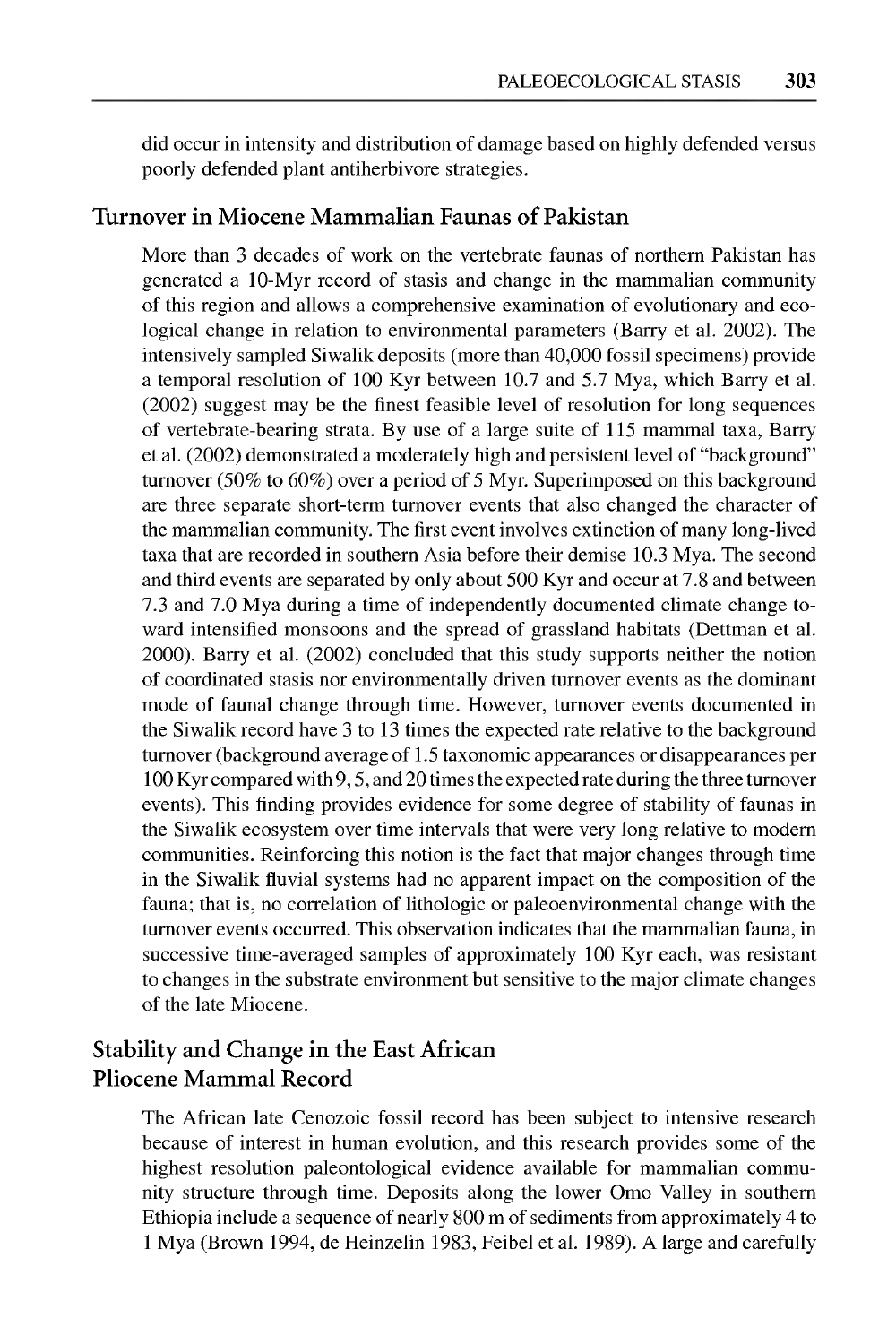did occur in intensity and distribution of damage based on highly defended versus poorly defended plant antiherbivore strategies.

## Turnover in Miocene Mammalian Faunas of Pakistan

More than 3 decades of work on the vertebrate faunas of northern Pakistan has generated a 10-Myr record of stasis and change in the mammalian community of this region and allows a comprehensive examination of evolutionary and ecological change in relation to environmental parameters (Barry et al. 2002). The intensively sampled Siwalik deposits (more than 40,000 fossil specimens) provide a temporal resolution of 100 Kyr between 10.7 and 5.7 Mya, which Barry et al. (2002) suggest may be the finest feasible level of resolution for long sequences of vertebrate-bearing strata. By use of a large suite of 115 mammal taxa, Barry et al. (2002) demonstrated a moderately high and persistent level of "background" turnover (50% to 60%) over a period of 5 Myr. Superimposed on this background are three separate short-term turnover events that also changed the character of the mammalian community. The first event involves extinction of many long-lived taxa that are recorded in southern Asia before their demise 10.3 Mya. The second and third events are separated by only about 500 Kyr and occur at 7.8 and between 7.3 and 7.0 Mya during a time of independently documented climate change toward intensified monsoons and the spread of grassland habitats (Dettman et al. 2000). Barry et al. (2002) concluded that this study supports neither the notion of coordinated stasis nor environmentally driven turnover events as the dominant mode of faunal change through time. However, turnover events documented in the Siwalik record have 3 to 13 times the expected rate relative to the background turnover (background average of 1.5 taxonomic appearances or disappearances per 100 Kyr compared with 9, 5, and 20 times the expected rate during the three turnover events). This finding provides evidence for some degree of stability of faunas in the Siwalik ecosystem over time intervals that were very long relative to modern communities. Reinforcing this notion is the fact that major changes through time in the Siwalik fluvial systems had no apparent impact on the composition of the fauna; that is, no correlation of lithologic or paleoenvironmental change with the turnover events occurred. This observation indicates that the mammalian fauna, in successive time-averaged samples of approximately 100 Kyr each, was resistant to changes in the substrate environment but sensitive to the major climate changes of the late Miocene.

## Stability and Change in the East African Pliocene Mammal Record

The African late Cenozoic fossil record has been subject to intensive research because of interest in human evolution, and this research provides some of the highest resolution paleontological evidence available for mammalian community structure through time. Deposits along the lower Omo Valley in southern Ethiopia include a sequence of nearly 800 m of sediments from approximately 4 to 1 Mya (Brown 1994, de Heinzelin 1983, Feibel et al. 1989). A large and carefully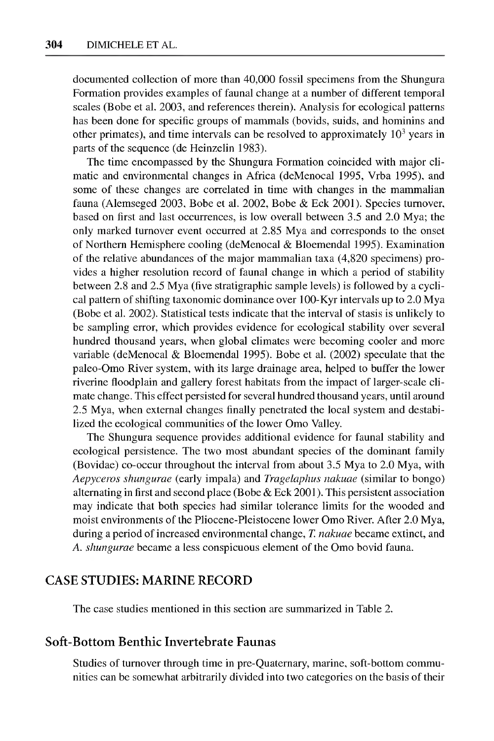documented collection of more than 40,000 fossil specimens from the Shungura Formation provides examples of faunal change at a number of different temporal scales (Bobe et al. 2003, and references therein). Analysis for ecological patterns has been done for specific groups of mammals (bovids, suids, and hominins and other primates), and time intervals can be resolved to approximately $10^3$ years in parts of the sequence (de Heinzelin 1983).

The time encompassed by the Shungura Formation coincided with major climatic and environmental changes in Africa (deMenocal 1995, Vrba 1995), and some of these changes are correlated in time with changes in the mammalian fauna (Alemseged 2003, Bobe et al. 2002, Bobe & Eck 2001). Species turnover, based on first and last occurrences, is low overall between 3.5 and 2.0 Mya; the only marked turnover event occurred at 2.85 Mya and corresponds to the onset of Northern Hemisphere cooling (deMenocal & Bloemendal 1995). Examination of the relative abundances of the major mammalian taxa (4,820 specimens) provides a higher resolution record of faunal change in which a period of stability between 2.8 and 2.5 Mya (five stratigraphic sample levels) is followed by a cyclical pattern of shifting taxonomic dominance over 100-Kyr intervals up to 2.0 Mya (Bobe et al. 2002). Statistical tests indicate that the interval of stasis is unlikely to be sampling error, which provides evidence for ecological stability over several hundred thousand years, when global climates were becoming cooler and more variable (deMenocal & Bloemendal 1995). Bobe et al. (2002) speculate that the paleo-Omo River system, with its large drainage area, helped to buffer the lower riverine floodplain and gallery forest habitats from the impact of larger-scale climate change. This effect persisted for several hundred thousand years, until around 2.5 Mya, when external changes finally penetrated the local system and destabilized the ecological communities of the lower Omo Valley.

The Shungura sequence provides additional evidence for faunal stability and ecological persistence. The two most abundant species of the dominant family (Bovidae) co-occur throughout the interval from about 3.5 Mya to 2.0 Mya, with *Aepyceros shungurae* (early impala) and *Tragelaphus nakuae* (similar to bongo) alternating in first and second place (Bobe & Eck 2001). This persistent association may indicate that both species had similar tolerance limits for the wooded and moist environments of the Pliocene-Pleistocene lower Omo River. After 2.0 Mya, during a period of increased environmental change, *T. nakuae* became extinct, and *A. shungurae* became a less conspicuous element of the Omo bovid fauna.

## CASE STUDIES: MARINE RECORD

The case studies mentioned in this section are summarized in Table 2.

### Soft-Bottom Benthic Invertebrate Faunas

Studies of turnover through time in pre-Quaternary, marine, soft-bottom communities can be somewhat arbitrarily divided into two categories on the basis of their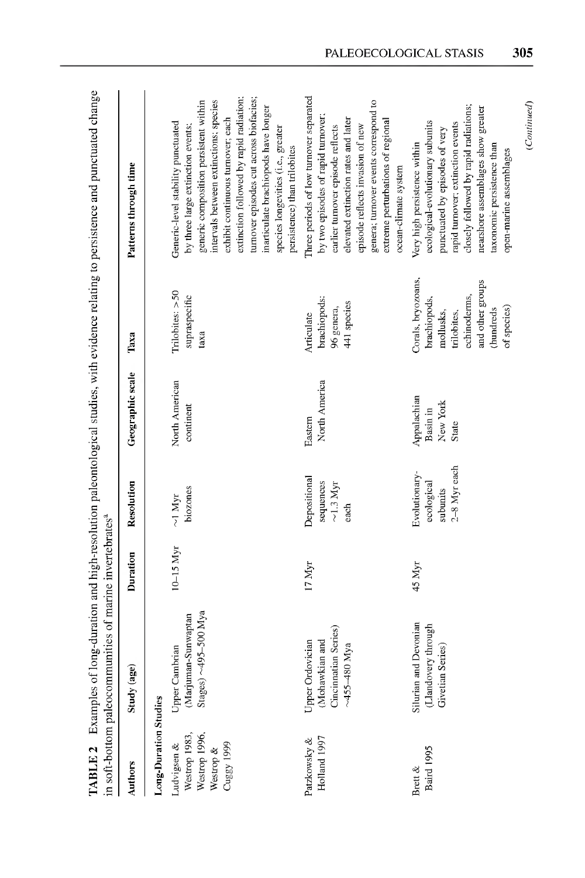**TABLE 2** Examples of long-duration and high-resolution paleontological studies, with evidence relating to persistence and punctuated change in soft-bottom paleocommunities of marine invertebrates[a]

| Authors | Study (age) | Duration | Resolution | Geographic scale | Taxa | Patterns through time |
|---|---|---|---|---|---|---|
| **Long-Duration Studies** | | | | | | |
| Ludvigsen & Westrop 1983, Westrop 1996, Westrop & Cuggy 1999 | Upper Cambrian (Marjuman-Sunwaptan Stages) ~495–500 Mya | 10–15 Myr | ~1 Myr biozones | North American continent | Trilobites: >50 supraspecific taxa | Generic-level stability punctuated by three large extinction events; generic composition persistent within intervals between extinctions; species exhibit continuous turnover; each extinction followed by rapid radiation; turnover episodes cut across biofacies; inarticulate brachiopods have longer species longevities (i.e., greater persistence) than trilobites |
| Patzkowsky & Holland 1997 | Upper Ordovician (Mohawkian and Cincinnatian Series) ~455–480 Mya | 17 Myr | Depositional sequences ~1.3 Myr each | Eastern North America | Articulate brachiopods: 96 genera, 441 species | Three periods of low turnover separated by two episodes of rapid turnover; earlier turnover episode reflects elevated extinction rates and later episode reflects invasion of new genera; turnover events correspond to extreme perturbations of regional ocean-climate system |
| Brett & Baird 1995 | Silurian and Devonian (Llandovery through Givetian Series) | 45 Myr | Evolutionary-ecological subunits 2–8 Myr each | Appalachian Basin in New York State | Corals, bryozoans, brachiopods, mollusks, trilobites, echinoderms, and other groups (hundreds of species) | Very high persistence within ecological-evolutionary subunits punctuated by episodes of very rapid turnover; extinction events closely followed by rapid radiations; nearshore assemblages show greater taxonomic persistence than open-marine assemblages |

*(Continued)*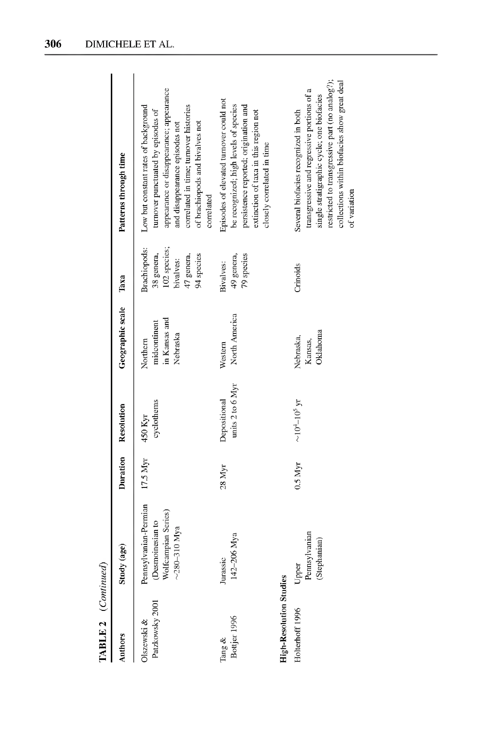**TABLE 2** (*Continued*)

| Authors | Study (age) | Duration | Resolution | Geographic scale | Taxa | Patterns through time |
|---|---|---|---|---|---|---|
| Olszewski & Patzkowsky 2001 | Pennsylvanian-Permian (Desmoinesian to Wolfcampian Series) ~280–310 Mya | 17.5 Myr | 450 Kyr cyclothems | Northern midcontinent in Kansas and Nebraska | Brachiopods: 38 genera, 102 species; bivalves: 47 genera, 94 species | Low but constant rates of background turnover punctuated by episodes of appearance or disappearance; appearance and disappearance episodes not correlated in time; turnover histories of brachiopods and bivalves not correlated |
| Tang & Bottjer 1996 | Jurassic 142–206 Mya | 28 Myr | Depositional units 2 to 6 Myr | Western North America | Bivalves: 49 genera, 79 species | Episodes of elevated turnover could not be recognized; high levels of species persistence reported; origination and extinction of taxa in this region not closely correlated in time |
| **High-Resolution Studies** | | | | | | |
| Holterhoff 1996 | Upper Pennsylvanian (Stephanian) | 0.5 Myr | $\sim 10^4$–$10^5$ yr | Nebraska, Kansas, Oklahoma | Crinoids | Several biofacies recognized in both transgressive and regressive portions of a single stratigraphic cycle; one biofacies restricted to transgressive part (no analog?); collections within biofacies show great deal of variation |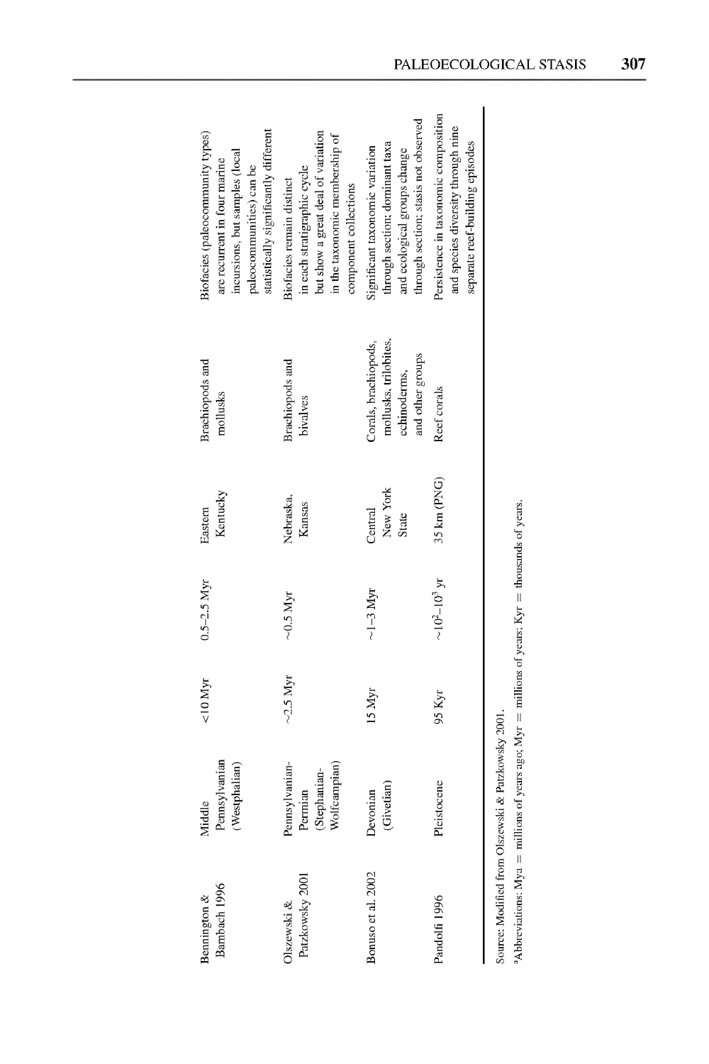| | | | | | | |
|---|---|---|---|---|---|---|
| Bennington & Bambach 1996 | Middle Pennsylvanian (Westphalian) | <10 Myr | 0.5–2.5 Myr | Eastern Kentucky | Brachiopods and mollusks | Biofacies (paleocommunity types) are recurrent in four marine incursions, but samples (local paleocommunities) can be statistically significantly different |
| Olszewski & Patzkowsky 2001 | Pennsylvanian-Permian (Stephanian-Wolfcampian) | ~2.5 Myr | ~0.5 Myr | Nebraska, Kansas | Brachiopods and bivalves | Biofacies remain distinct in each stratigraphic cycle but show a great deal of variation in the taxonomic membership of component collections |
| Bonuso et al. 2002 | Devonian (Givetian) | 15 Myr | ~1–3 Myr | Central New York State | Corals, brachiopods, mollusks, trilobites, echinoderms, and other groups | Significant taxonomic variation through section; dominant taxa and ecological groups change through section; stasis not observed |
| Pandolfi 1996 | Pleistocene | 95 Kyr | ~$10^2$–$10^3$ yr | 35 km (PNG) | Reef corals | Persistence in taxonomic composition and species diversity through nine separate reef-building episodes |

Source: Modified from Olszewski & Patzkowsky 2001.

[a]Abbreviations: Mya = millions of years ago; Myr = millions of years; Kyr = thousands of years.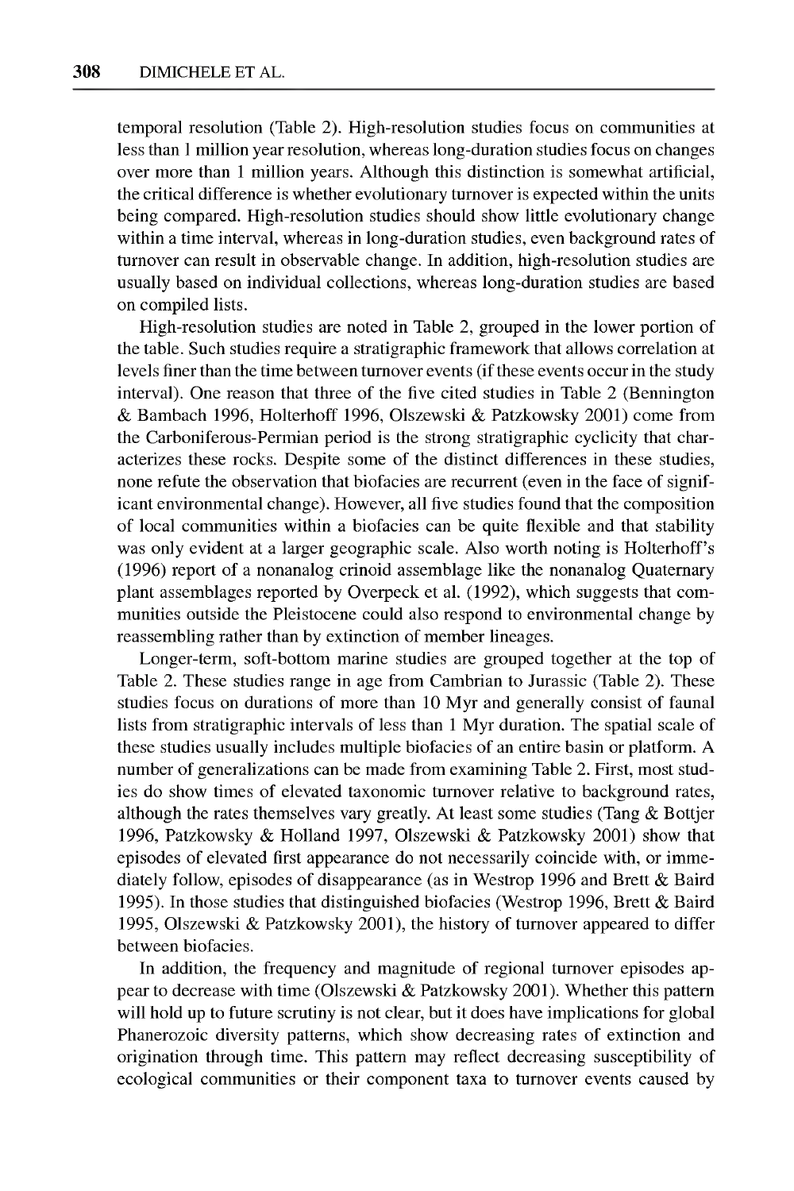temporal resolution (Table 2). High-resolution studies focus on communities at less than 1 million year resolution, whereas long-duration studies focus on changes over more than 1 million years. Although this distinction is somewhat artificial, the critical difference is whether evolutionary turnover is expected within the units being compared. High-resolution studies should show little evolutionary change within a time interval, whereas in long-duration studies, even background rates of turnover can result in observable change. In addition, high-resolution studies are usually based on individual collections, whereas long-duration studies are based on compiled lists.

High-resolution studies are noted in Table 2, grouped in the lower portion of the table. Such studies require a stratigraphic framework that allows correlation at levels finer than the time between turnover events (if these events occur in the study interval). One reason that three of the five cited studies in Table 2 (Bennington & Bambach 1996, Holterhoff 1996, Olszewski & Patzkowsky 2001) come from the Carboniferous-Permian period is the strong stratigraphic cyclicity that characterizes these rocks. Despite some of the distinct differences in these studies, none refute the observation that biofacies are recurrent (even in the face of significant environmental change). However, all five studies found that the composition of local communities within a biofacies can be quite flexible and that stability was only evident at a larger geographic scale. Also worth noting is Holterhoff's (1996) report of a nonanalog crinoid assemblage like the nonanalog Quaternary plant assemblages reported by Overpeck et al. (1992), which suggests that communities outside the Pleistocene could also respond to environmental change by reassembling rather than by extinction of member lineages.

Longer-term, soft-bottom marine studies are grouped together at the top of Table 2. These studies range in age from Cambrian to Jurassic (Table 2). These studies focus on durations of more than 10 Myr and generally consist of faunal lists from stratigraphic intervals of less than 1 Myr duration. The spatial scale of these studies usually includes multiple biofacies of an entire basin or platform. A number of generalizations can be made from examining Table 2. First, most studies do show times of elevated taxonomic turnover relative to background rates, although the rates themselves vary greatly. At least some studies (Tang & Bottjer 1996, Patzkowsky & Holland 1997, Olszewski & Patzkowsky 2001) show that episodes of elevated first appearance do not necessarily coincide with, or immediately follow, episodes of disappearance (as in Westrop 1996 and Brett & Baird 1995). In those studies that distinguished biofacies (Westrop 1996, Brett & Baird 1995, Olszewski & Patzkowsky 2001), the history of turnover appeared to differ between biofacies.

In addition, the frequency and magnitude of regional turnover episodes appear to decrease with time (Olszewski & Patzkowsky 2001). Whether this pattern will hold up to future scrutiny is not clear, but it does have implications for global Phanerozoic diversity patterns, which show decreasing rates of extinction and origination through time. This pattern may reflect decreasing susceptibility of ecological communities or their component taxa to turnover events caused by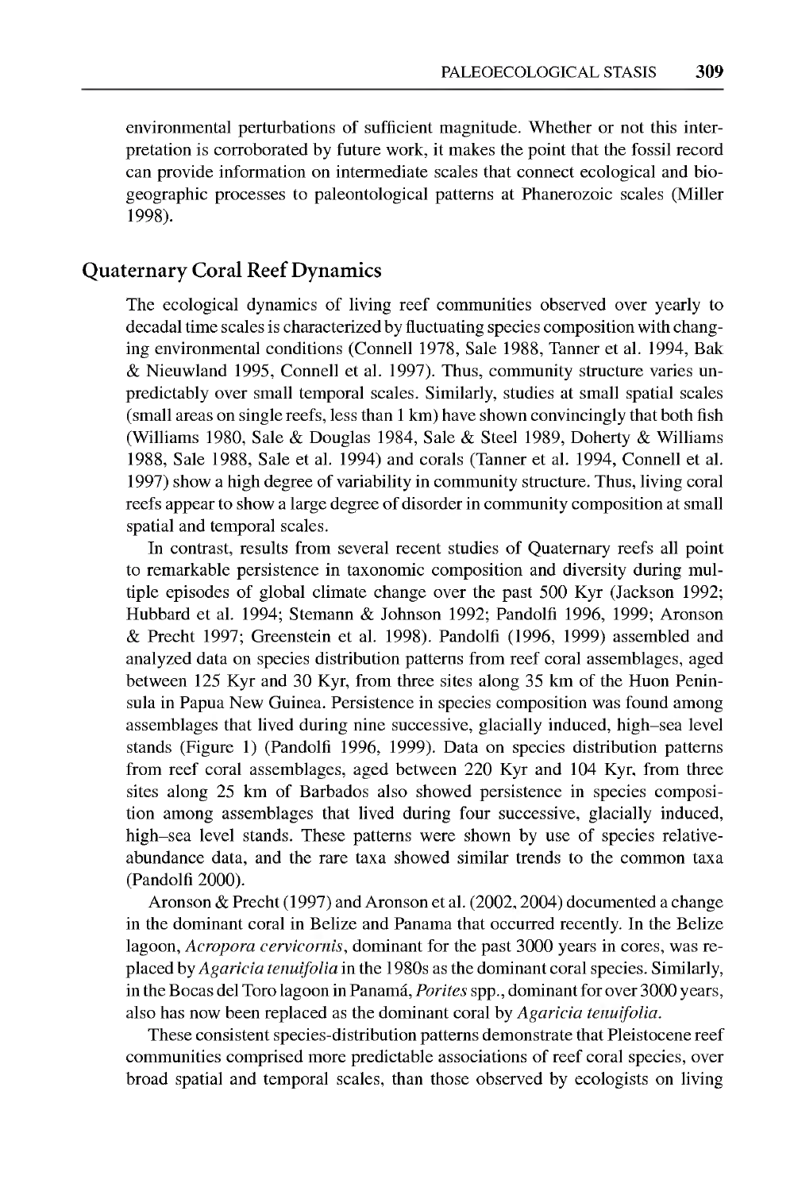environmental perturbations of sufficient magnitude. Whether or not this interpretation is corroborated by future work, it makes the point that the fossil record can provide information on intermediate scales that connect ecological and biogeographic processes to paleontological patterns at Phanerozoic scales (Miller 1998).

## Quaternary Coral Reef Dynamics

The ecological dynamics of living reef communities observed over yearly to decadal time scales is characterized by fluctuating species composition with changing environmental conditions (Connell 1978, Sale 1988, Tanner et al. 1994, Bak & Nieuwland 1995, Connell et al. 1997). Thus, community structure varies unpredictably over small temporal scales. Similarly, studies at small spatial scales (small areas on single reefs, less than 1 km) have shown convincingly that both fish (Williams 1980, Sale & Douglas 1984, Sale & Steel 1989, Doherty & Williams 1988, Sale 1988, Sale et al. 1994) and corals (Tanner et al. 1994, Connell et al. 1997) show a high degree of variability in community structure. Thus, living coral reefs appear to show a large degree of disorder in community composition at small spatial and temporal scales.

In contrast, results from several recent studies of Quaternary reefs all point to remarkable persistence in taxonomic composition and diversity during multiple episodes of global climate change over the past 500 Kyr (Jackson 1992; Hubbard et al. 1994; Stemann & Johnson 1992; Pandolfi 1996, 1999; Aronson & Precht 1997; Greenstein et al. 1998). Pandolfi (1996, 1999) assembled and analyzed data on species distribution patterns from reef coral assemblages, aged between 125 Kyr and 30 Kyr, from three sites along 35 km of the Huon Peninsula in Papua New Guinea. Persistence in species composition was found among assemblages that lived during nine successive, glacially induced, high–sea level stands (Figure 1) (Pandolfi 1996, 1999). Data on species distribution patterns from reef coral assemblages, aged between 220 Kyr and 104 Kyr, from three sites along 25 km of Barbados also showed persistence in species composition among assemblages that lived during four successive, glacially induced, high–sea level stands. These patterns were shown by use of species relative-abundance data, and the rare taxa showed similar trends to the common taxa (Pandolfi 2000).

Aronson & Precht (1997) and Aronson et al. (2002, 2004) documented a change in the dominant coral in Belize and Panama that occurred recently. In the Belize lagoon, *Acropora cervicornis*, dominant for the past 3000 years in cores, was replaced by *Agaricia tenuifolia* in the 1980s as the dominant coral species. Similarly, in the Bocas del Toro lagoon in Panamá, *Porites* spp., dominant for over 3000 years, also has now been replaced as the dominant coral by *Agaricia tenuifolia*.

These consistent species-distribution patterns demonstrate that Pleistocene reef communities comprised more predictable associations of reef coral species, over broad spatial and temporal scales, than those observed by ecologists on living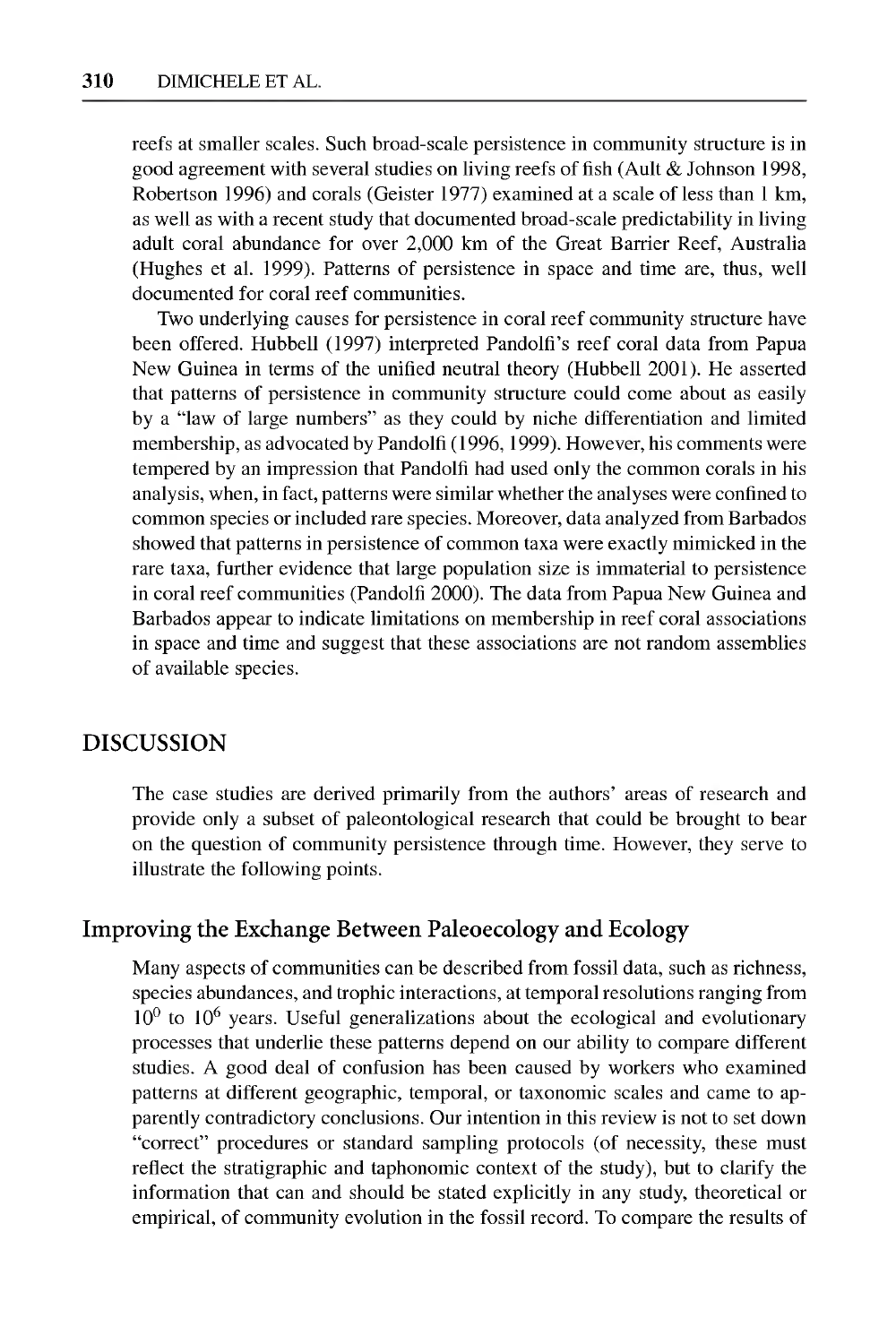reefs at smaller scales. Such broad-scale persistence in community structure is in good agreement with several studies on living reefs of fish (Ault & Johnson 1998, Robertson 1996) and corals (Geister 1977) examined at a scale of less than 1 km, as well as with a recent study that documented broad-scale predictability in living adult coral abundance for over 2,000 km of the Great Barrier Reef, Australia (Hughes et al. 1999). Patterns of persistence in space and time are, thus, well documented for coral reef communities.

Two underlying causes for persistence in coral reef community structure have been offered. Hubbell (1997) interpreted Pandolfi's reef coral data from Papua New Guinea in terms of the unified neutral theory (Hubbell 2001). He asserted that patterns of persistence in community structure could come about as easily by a "law of large numbers" as they could by niche differentiation and limited membership, as advocated by Pandolfi (1996, 1999). However, his comments were tempered by an impression that Pandolfi had used only the common corals in his analysis, when, in fact, patterns were similar whether the analyses were confined to common species or included rare species. Moreover, data analyzed from Barbados showed that patterns in persistence of common taxa were exactly mimicked in the rare taxa, further evidence that large population size is immaterial to persistence in coral reef communities (Pandolfi 2000). The data from Papua New Guinea and Barbados appear to indicate limitations on membership in reef coral associations in space and time and suggest that these associations are not random assemblies of available species.

## DISCUSSION

The case studies are derived primarily from the authors' areas of research and provide only a subset of paleontological research that could be brought to bear on the question of community persistence through time. However, they serve to illustrate the following points.

### Improving the Exchange Between Paleoecology and Ecology

Many aspects of communities can be described from fossil data, such as richness, species abundances, and trophic interactions, at temporal resolutions ranging from $10^0$ to $10^6$ years. Useful generalizations about the ecological and evolutionary processes that underlie these patterns depend on our ability to compare different studies. A good deal of confusion has been caused by workers who examined patterns at different geographic, temporal, or taxonomic scales and came to apparently contradictory conclusions. Our intention in this review is not to set down "correct" procedures or standard sampling protocols (of necessity, these must reflect the stratigraphic and taphonomic context of the study), but to clarify the information that can and should be stated explicitly in any study, theoretical or empirical, of community evolution in the fossil record. To compare the results of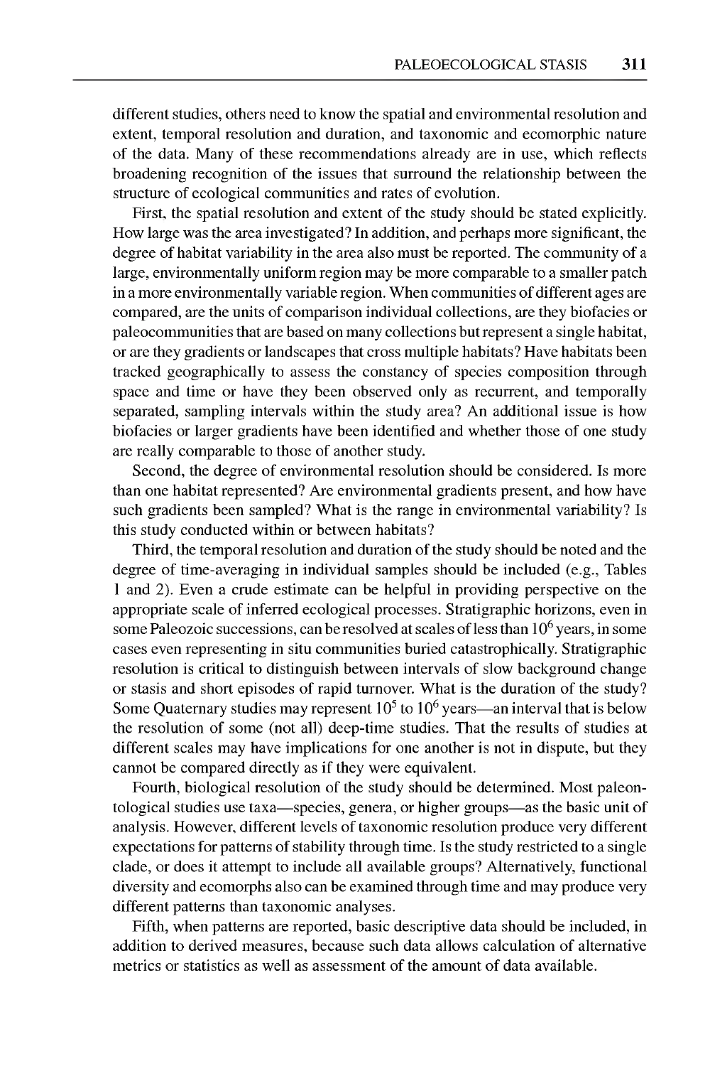different studies, others need to know the spatial and environmental resolution and extent, temporal resolution and duration, and taxonomic and ecomorphic nature of the data. Many of these recommendations already are in use, which reflects broadening recognition of the issues that surround the relationship between the structure of ecological communities and rates of evolution.

First, the spatial resolution and extent of the study should be stated explicitly. How large was the area investigated? In addition, and perhaps more significant, the degree of habitat variability in the area also must be reported. The community of a large, environmentally uniform region may be more comparable to a smaller patch in a more environmentally variable region. When communities of different ages are compared, are the units of comparison individual collections, are they biofacies or paleocommunities that are based on many collections but represent a single habitat, or are they gradients or landscapes that cross multiple habitats? Have habitats been tracked geographically to assess the constancy of species composition through space and time or have they been observed only as recurrent, and temporally separated, sampling intervals within the study area? An additional issue is how biofacies or larger gradients have been identified and whether those of one study are really comparable to those of another study.

Second, the degree of environmental resolution should be considered. Is more than one habitat represented? Are environmental gradients present, and how have such gradients been sampled? What is the range in environmental variability? Is this study conducted within or between habitats?

Third, the temporal resolution and duration of the study should be noted and the degree of time-averaging in individual samples should be included (e.g., Tables 1 and 2). Even a crude estimate can be helpful in providing perspective on the appropriate scale of inferred ecological processes. Stratigraphic horizons, even in some Paleozoic successions, can be resolved at scales of less than $10^6$ years, in some cases even representing in situ communities buried catastrophically. Stratigraphic resolution is critical to distinguish between intervals of slow background change or stasis and short episodes of rapid turnover. What is the duration of the study? Some Quaternary studies may represent $10^5$ to $10^6$ years—an interval that is below the resolution of some (not all) deep-time studies. That the results of studies at different scales may have implications for one another is not in dispute, but they cannot be compared directly as if they were equivalent.

Fourth, biological resolution of the study should be determined. Most paleontological studies use taxa—species, genera, or higher groups—as the basic unit of analysis. However, different levels of taxonomic resolution produce very different expectations for patterns of stability through time. Is the study restricted to a single clade, or does it attempt to include all available groups? Alternatively, functional diversity and ecomorphs also can be examined through time and may produce very different patterns than taxonomic analyses.

Fifth, when patterns are reported, basic descriptive data should be included, in addition to derived measures, because such data allows calculation of alternative metrics or statistics as well as assessment of the amount of data available.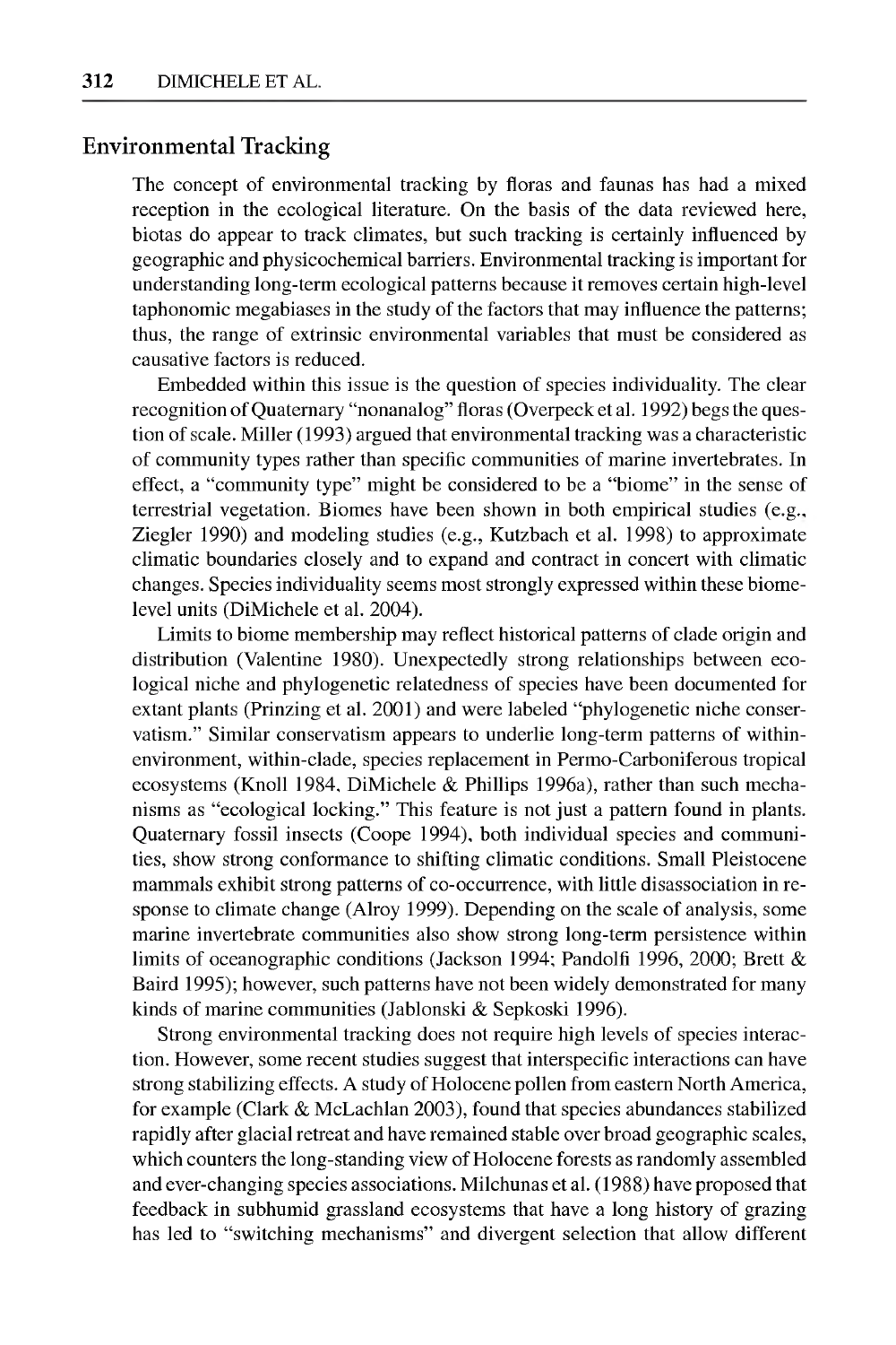## Environmental Tracking

The concept of environmental tracking by floras and faunas has had a mixed reception in the ecological literature. On the basis of the data reviewed here, biotas do appear to track climates, but such tracking is certainly influenced by geographic and physicochemical barriers. Environmental tracking is important for understanding long-term ecological patterns because it removes certain high-level taphonomic megabiases in the study of the factors that may influence the patterns; thus, the range of extrinsic environmental variables that must be considered as causative factors is reduced.

Embedded within this issue is the question of species individuality. The clear recognition of Quaternary "nonanalog" floras (Overpeck et al. 1992) begs the question of scale. Miller (1993) argued that environmental tracking was a characteristic of community types rather than specific communities of marine invertebrates. In effect, a "community type" might be considered to be a "biome" in the sense of terrestrial vegetation. Biomes have been shown in both empirical studies (e.g., Ziegler 1990) and modeling studies (e.g., Kutzbach et al. 1998) to approximate climatic boundaries closely and to expand and contract in concert with climatic changes. Species individuality seems most strongly expressed within these biome-level units (DiMichele et al. 2004).

Limits to biome membership may reflect historical patterns of clade origin and distribution (Valentine 1980). Unexpectedly strong relationships between ecological niche and phylogenetic relatedness of species have been documented for extant plants (Prinzing et al. 2001) and were labeled "phylogenetic niche conservatism." Similar conservatism appears to underlie long-term patterns of within-environment, within-clade, species replacement in Permo-Carboniferous tropical ecosystems (Knoll 1984, DiMichele & Phillips 1996a), rather than such mechanisms as "ecological locking." This feature is not just a pattern found in plants. Quaternary fossil insects (Coope 1994), both individual species and communities, show strong conformance to shifting climatic conditions. Small Pleistocene mammals exhibit strong patterns of co-occurrence, with little disassociation in response to climate change (Alroy 1999). Depending on the scale of analysis, some marine invertebrate communities also show strong long-term persistence within limits of oceanographic conditions (Jackson 1994; Pandolfi 1996, 2000; Brett & Baird 1995); however, such patterns have not been widely demonstrated for many kinds of marine communities (Jablonski & Sepkoski 1996).

Strong environmental tracking does not require high levels of species interaction. However, some recent studies suggest that interspecific interactions can have strong stabilizing effects. A study of Holocene pollen from eastern North America, for example (Clark & McLachlan 2003), found that species abundances stabilized rapidly after glacial retreat and have remained stable over broad geographic scales, which counters the long-standing view of Holocene forests as randomly assembled and ever-changing species associations. Milchunas et al. (1988) have proposed that feedback in subhumid grassland ecosystems that have a long history of grazing has led to "switching mechanisms" and divergent selection that allow different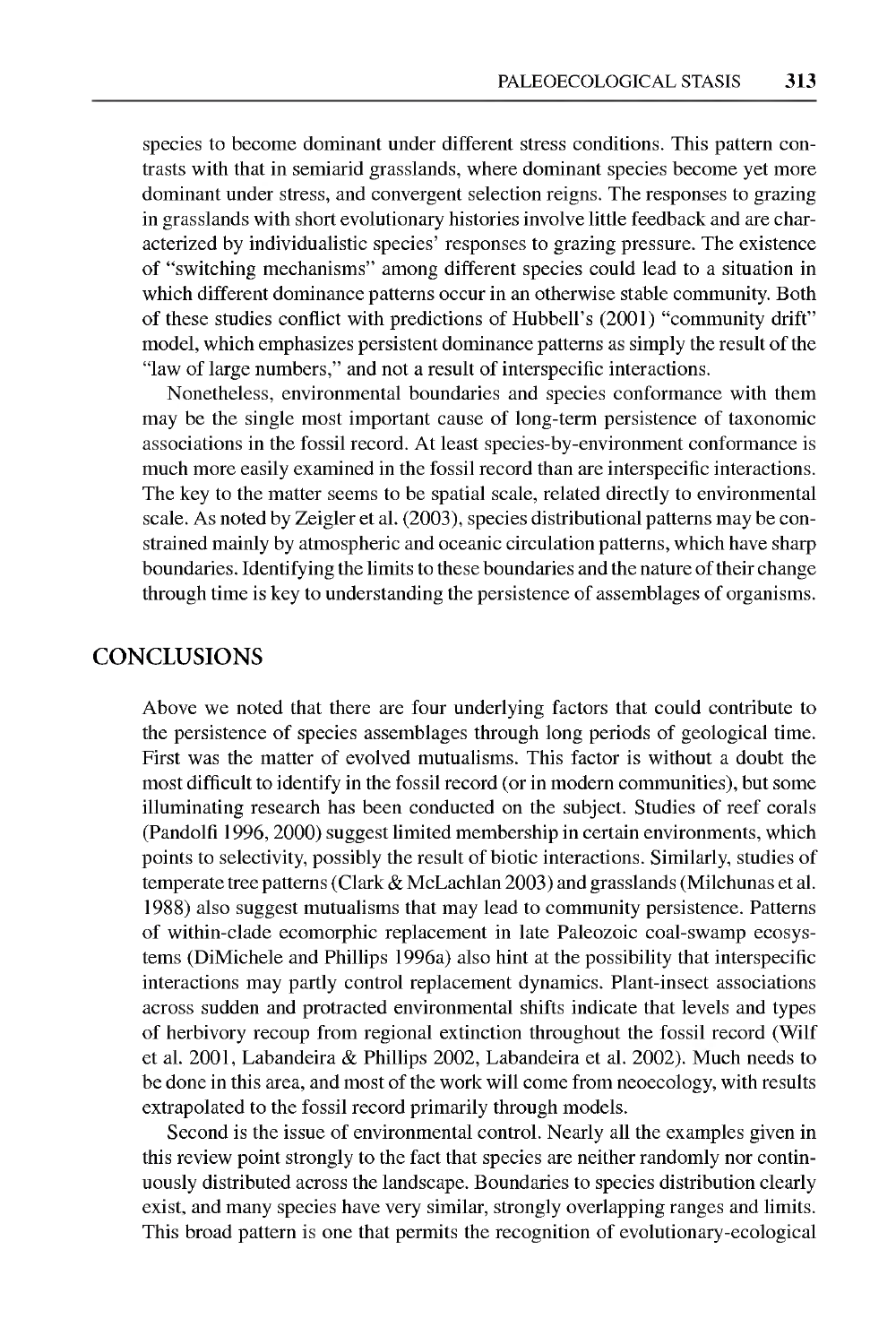species to become dominant under different stress conditions. This pattern contrasts with that in semiarid grasslands, where dominant species become yet more dominant under stress, and convergent selection reigns. The responses to grazing in grasslands with short evolutionary histories involve little feedback and are characterized by individualistic species' responses to grazing pressure. The existence of "switching mechanisms" among different species could lead to a situation in which different dominance patterns occur in an otherwise stable community. Both of these studies conflict with predictions of Hubbell's (2001) "community drift" model, which emphasizes persistent dominance patterns as simply the result of the "law of large numbers," and not a result of interspecific interactions.

Nonetheless, environmental boundaries and species conformance with them may be the single most important cause of long-term persistence of taxonomic associations in the fossil record. At least species-by-environment conformance is much more easily examined in the fossil record than are interspecific interactions. The key to the matter seems to be spatial scale, related directly to environmental scale. As noted by Zeigler et al. (2003), species distributional patterns may be constrained mainly by atmospheric and oceanic circulation patterns, which have sharp boundaries. Identifying the limits to these boundaries and the nature of their change through time is key to understanding the persistence of assemblages of organisms.

## CONCLUSIONS

Above we noted that there are four underlying factors that could contribute to the persistence of species assemblages through long periods of geological time. First was the matter of evolved mutualisms. This factor is without a doubt the most difficult to identify in the fossil record (or in modern communities), but some illuminating research has been conducted on the subject. Studies of reef corals (Pandolfi 1996, 2000) suggest limited membership in certain environments, which points to selectivity, possibly the result of biotic interactions. Similarly, studies of temperate tree patterns (Clark & McLachlan 2003) and grasslands (Milchunas et al. 1988) also suggest mutualisms that may lead to community persistence. Patterns of within-clade ecomorphic replacement in late Paleozoic coal-swamp ecosystems (DiMichele and Phillips 1996a) also hint at the possibility that interspecific interactions may partly control replacement dynamics. Plant-insect associations across sudden and protracted environmental shifts indicate that levels and types of herbivory recoup from regional extinction throughout the fossil record (Wilf et al. 2001, Labandeira & Phillips 2002, Labandeira et al. 2002). Much needs to be done in this area, and most of the work will come from neoecology, with results extrapolated to the fossil record primarily through models.

Second is the issue of environmental control. Nearly all the examples given in this review point strongly to the fact that species are neither randomly nor continuously distributed across the landscape. Boundaries to species distribution clearly exist, and many species have very similar, strongly overlapping ranges and limits. This broad pattern is one that permits the recognition of evolutionary-ecological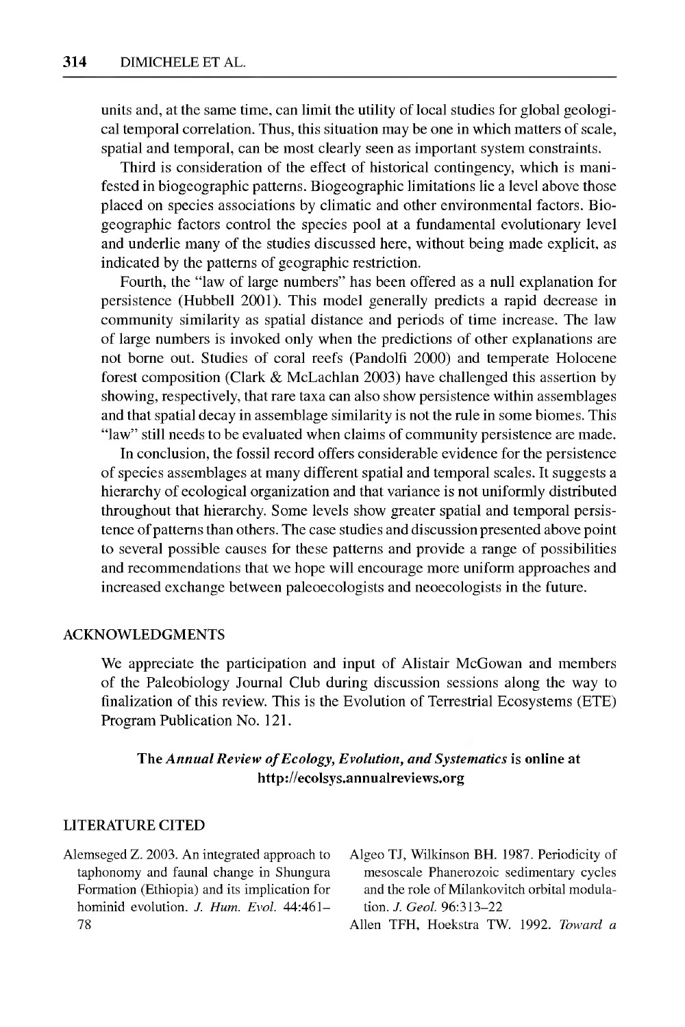units and, at the same time, can limit the utility of local studies for global geological temporal correlation. Thus, this situation may be one in which matters of scale, spatial and temporal, can be most clearly seen as important system constraints.

Third is consideration of the effect of historical contingency, which is manifested in biogeographic patterns. Biogeographic limitations lie a level above those placed on species associations by climatic and other environmental factors. Biogeographic factors control the species pool at a fundamental evolutionary level and underlie many of the studies discussed here, without being made explicit, as indicated by the patterns of geographic restriction.

Fourth, the "law of large numbers" has been offered as a null explanation for persistence (Hubbell 2001). This model generally predicts a rapid decrease in community similarity as spatial distance and periods of time increase. The law of large numbers is invoked only when the predictions of other explanations are not borne out. Studies of coral reefs (Pandolfi 2000) and temperate Holocene forest composition (Clark & McLachlan 2003) have challenged this assertion by showing, respectively, that rare taxa can also show persistence within assemblages and that spatial decay in assemblage similarity is not the rule in some biomes. This "law" still needs to be evaluated when claims of community persistence are made.

In conclusion, the fossil record offers considerable evidence for the persistence of species assemblages at many different spatial and temporal scales. It suggests a hierarchy of ecological organization and that variance is not uniformly distributed throughout that hierarchy. Some levels show greater spatial and temporal persistence of patterns than others. The case studies and discussion presented above point to several possible causes for these patterns and provide a range of possibilities and recommendations that we hope will encourage more uniform approaches and increased exchange between paleoecologists and neoecologists in the future.

## ACKNOWLEDGMENTS

We appreciate the participation and input of Alistair McGowan and members of the Paleobiology Journal Club during discussion sessions along the way to finalization of this review. This is the Evolution of Terrestrial Ecosystems (ETE) Program Publication No. 121.

**The *Annual Review of Ecology, Evolution, and Systematics* is online at http://ecolsys.annualreviews.org**

## LITERATURE CITED

Alemseged Z. 2003. An integrated approach to taphonomy and faunal change in Shungura Formation (Ethiopia) and its implication for hominid evolution. *J. Hum. Evol.* 44:461–78

Algeo TJ, Wilkinson BH. 1987. Periodicity of mesoscale Phanerozoic sedimentary cycles and the role of Milankovitch orbital modulation. *J. Geol.* 96:313–22

Allen TFH, Hoekstra TW. 1992. *Toward a*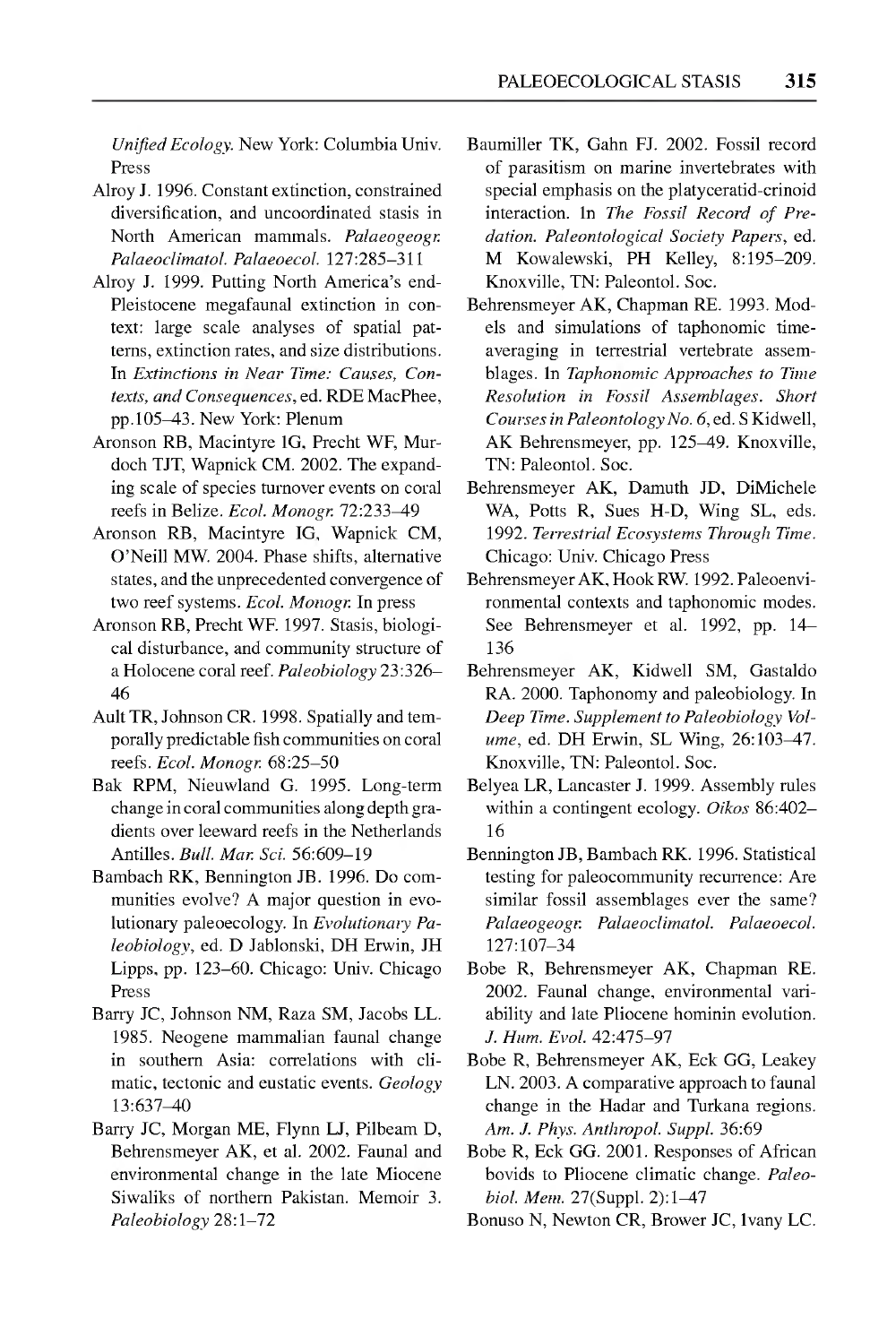*Unified Ecology*. New York: Columbia Univ. Press

Alroy J. 1996. Constant extinction, constrained diversification, and uncoordinated stasis in North American mammals. *Palaeogeogr. Palaeoclimatol. Palaeoecol.* 127:285–311

Alroy J. 1999. Putting North America's end-Pleistocene megafaunal extinction in context: large scale analyses of spatial patterns, extinction rates, and size distributions. In *Extinctions in Near Time: Causes, Contexts, and Consequences*, ed. RDE MacPhee, pp.105–43. New York: Plenum

Aronson RB, Macintyre IG, Precht WF, Murdoch TJT, Wapnick CM. 2002. The expanding scale of species turnover events on coral reefs in Belize. *Ecol. Monogr.* 72:233–49

Aronson RB, Macintyre IG, Wapnick CM, O'Neill MW. 2004. Phase shifts, alternative states, and the unprecedented convergence of two reef systems. *Ecol. Monogr.* In press

Aronson RB, Precht WF. 1997. Stasis, biological disturbance, and community structure of a Holocene coral reef. *Paleobiology* 23:326–46

Ault TR, Johnson CR. 1998. Spatially and temporally predictable fish communities on coral reefs. *Ecol. Monogr.* 68:25–50

Bak RPM, Nieuwland G. 1995. Long-term change in coral communities along depth gradients over leeward reefs in the Netherlands Antilles. *Bull. Mar. Sci.* 56:609–19

Bambach RK, Bennington JB. 1996. Do communities evolve? A major question in evolutionary paleoecology. In *Evolutionary Paleobiology*, ed. D Jablonski, DH Erwin, JH Lipps, pp. 123–60. Chicago: Univ. Chicago Press

Barry JC, Johnson NM, Raza SM, Jacobs LL. 1985. Neogene mammalian faunal change in southern Asia: correlations with climatic, tectonic and eustatic events. *Geology* 13:637–40

Barry JC, Morgan ME, Flynn LJ, Pilbeam D, Behrensmeyer AK, et al. 2002. Faunal and environmental change in the late Miocene Siwaliks of northern Pakistan. Memoir 3. *Paleobiology* 28:1–72

Baumiller TK, Gahn FJ. 2002. Fossil record of parasitism on marine invertebrates with special emphasis on the platyceratid-crinoid interaction. In *The Fossil Record of Predation. Paleontological Society Papers*, ed. M Kowalewski, PH Kelley, 8:195–209. Knoxville, TN: Paleontol. Soc.

Behrensmeyer AK, Chapman RE. 1993. Models and simulations of taphonomic time-averaging in terrestrial vertebrate assemblages. In *Taphonomic Approaches to Time Resolution in Fossil Assemblages. Short Courses in Paleontology No. 6*, ed. S Kidwell, AK Behrensmeyer, pp. 125–49. Knoxville, TN: Paleontol. Soc.

Behrensmeyer AK, Damuth JD, DiMichele WA, Potts R, Sues H-D, Wing SL, eds. 1992. *Terrestrial Ecosystems Through Time*. Chicago: Univ. Chicago Press

Behrensmeyer AK, Hook RW. 1992. Paleoenvironmental contexts and taphonomic modes. See Behrensmeyer et al. 1992, pp. 14–136

Behrensmeyer AK, Kidwell SM, Gastaldo RA. 2000. Taphonomy and paleobiology. In *Deep Time. Supplement to Paleobiology Volume*, ed. DH Erwin, SL Wing, 26:103–47. Knoxville, TN: Paleontol. Soc.

Belyea LR, Lancaster J. 1999. Assembly rules within a contingent ecology. *Oikos* 86:402–16

Bennington JB, Bambach RK. 1996. Statistical testing for paleocommunity recurrence: Are similar fossil assemblages ever the same? *Palaeogeogr. Palaeoclimatol. Palaeoecol.* 127:107–34

Bobe R, Behrensmeyer AK, Chapman RE. 2002. Faunal change, environmental variability and late Pliocene hominin evolution. *J. Hum. Evol.* 42:475–97

Bobe R, Behrensmeyer AK, Eck GG, Leakey LN. 2003. A comparative approach to faunal change in the Hadar and Turkana regions. *Am. J. Phys. Anthropol. Suppl.* 36:69

Bobe R, Eck GG. 2001. Responses of African bovids to Pliocene climatic change. *Paleobiol. Mem.* 27(Suppl. 2):1–47

Bonuso N, Newton CR, Brower JC, Ivany LC.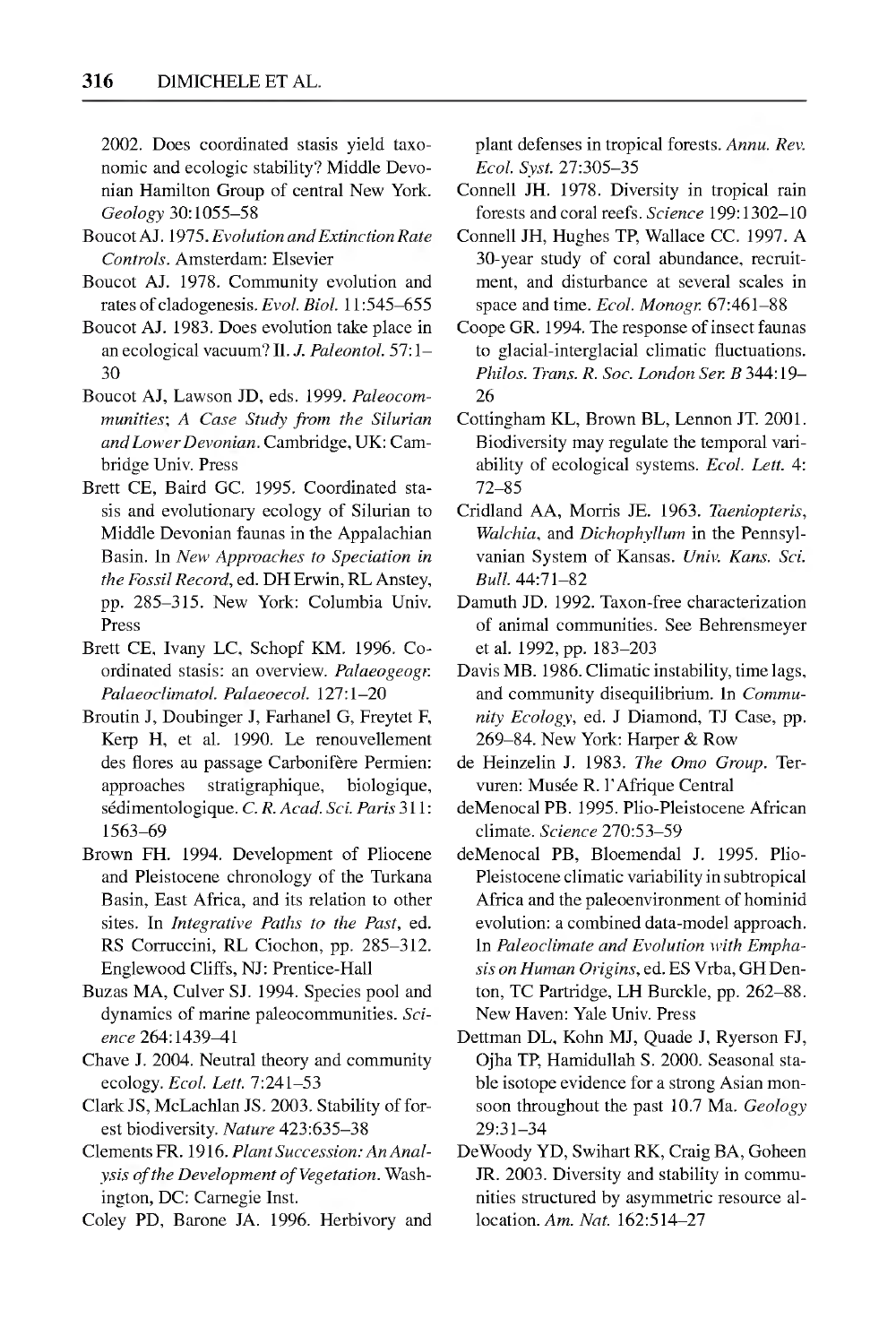2002. Does coordinated stasis yield taxonomic and ecologic stability? Middle Devonian Hamilton Group of central New York. *Geology* 30:1055–58

Boucot AJ. 1975. *Evolution and Extinction Rate Controls*. Amsterdam: Elsevier

Boucot AJ. 1978. Community evolution and rates of cladogenesis. *Evol. Biol.* 11:545–655

Boucot AJ. 1983. Does evolution take place in an ecological vacuum? II. *J. Paleontol.* 57:1–30

Boucot AJ, Lawson JD, eds. 1999. *Paleocommunities; A Case Study from the Silurian and Lower Devonian*. Cambridge, UK: Cambridge Univ. Press

Brett CE, Baird GC. 1995. Coordinated stasis and evolutionary ecology of Silurian to Middle Devonian faunas in the Appalachian Basin. In *New Approaches to Speciation in the Fossil Record*, ed. DH Erwin, RL Anstey, pp. 285–315. New York: Columbia Univ. Press

Brett CE, Ivany LC, Schopf KM. 1996. Coordinated stasis: an overview. *Palaeogeogr. Palaeoclimatol. Palaeoecol.* 127:1–20

Broutin J, Doubinger J, Farhanel G, Freytet F, Kerp H, et al. 1990. Le renouvellement des flores au passage Carbonifère Permien: approaches stratigraphique, biologique, sédimentologique. *C. R. Acad. Sci. Paris* 311: 1563–69

Brown FH. 1994. Development of Pliocene and Pleistocene chronology of the Turkana Basin, East Africa, and its relation to other sites. In *Integrative Paths to the Past*, ed. RS Corruccini, RL Ciochon, pp. 285–312. Englewood Cliffs, NJ: Prentice-Hall

Buzas MA, Culver SJ. 1994. Species pool and dynamics of marine paleocommunities. *Science* 264:1439–41

Chave J. 2004. Neutral theory and community ecology. *Ecol. Lett.* 7:241–53

Clark JS, McLachlan JS. 2003. Stability of forest biodiversity. *Nature* 423:635–38

Clements FR. 1916. *Plant Succession: An Analysis of the Development of Vegetation*. Washington, DC: Carnegie Inst.

Coley PD, Barone JA. 1996. Herbivory and plant defenses in tropical forests. *Annu. Rev. Ecol. Syst.* 27:305–35

Connell JH. 1978. Diversity in tropical rain forests and coral reefs. *Science* 199:1302–10

Connell JH, Hughes TP, Wallace CC. 1997. A 30-year study of coral abundance, recruitment, and disturbance at several scales in space and time. *Ecol. Monogr.* 67:461–88

Coope GR. 1994. The response of insect faunas to glacial-interglacial climatic fluctuations. *Philos. Trans. R. Soc. London Ser. B* 344:19–26

Cottingham KL, Brown BL, Lennon JT. 2001. Biodiversity may regulate the temporal variability of ecological systems. *Ecol. Lett.* 4: 72–85

Cridland AA, Morris JE. 1963. *Taeniopteris*, *Walchia*, and *Dichophyllum* in the Pennsylvanian System of Kansas. *Univ. Kans. Sci. Bull.* 44:71–82

Damuth JD. 1992. Taxon-free characterization of animal communities. See Behrensmeyer et al. 1992, pp. 183–203

Davis MB. 1986. Climatic instability, time lags, and community disequilibrium. In *Community Ecology*, ed. J Diamond, TJ Case, pp. 269–84. New York: Harper & Row

de Heinzelin J. 1983. *The Omo Group*. Tervuren: Musée R. l'Afrique Central

deMenocal PB. 1995. Plio-Pleistocene African climate. *Science* 270:53–59

deMenocal PB, Bloemendal J. 1995. Plio-Pleistocene climatic variability in subtropical Africa and the paleoenvironment of hominid evolution: a combined data-model approach. In *Paleoclimate and Evolution with Emphasis on Human Origins*, ed. ES Vrba, GH Denton, TC Partridge, LH Burckle, pp. 262–88. New Haven: Yale Univ. Press

Dettman DL, Kohn MJ, Quade J, Ryerson FJ, Ojha TP, Hamidullah S. 2000. Seasonal stable isotope evidence for a strong Asian monsoon throughout the past 10.7 Ma. *Geology* 29:31–34

DeWoody YD, Swihart RK, Craig BA, Goheen JR. 2003. Diversity and stability in communities structured by asymmetric resource allocation. *Am. Nat.* 162:514–27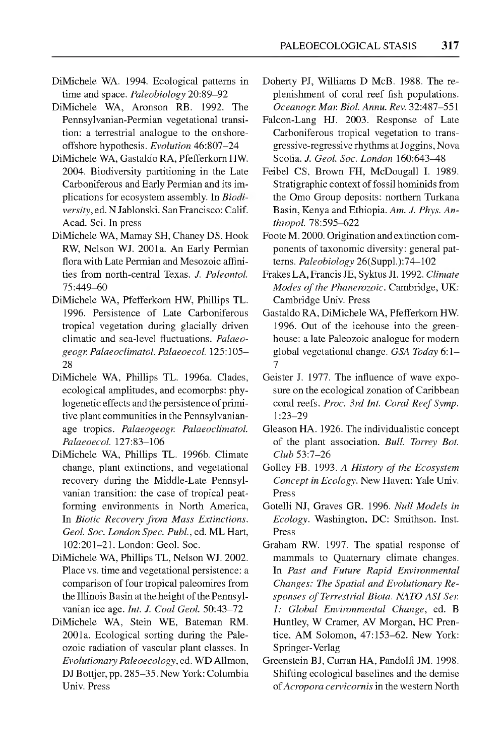DiMichele WA. 1994. Ecological patterns in time and space. *Paleobiology* 20:89–92

DiMichele WA, Aronson RB. 1992. The Pennsylvanian-Permian vegetational transition: a terrestrial analogue to the onshore-offshore hypothesis. *Evolution* 46:807–24

DiMichele WA, Gastaldo RA, Pfefferkorn HW. 2004. Biodiversity partitioning in the Late Carboniferous and Early Permian and its implications for ecosystem assembly. In *Biodiversity*, ed. N Jablonski. San Francisco: Calif. Acad. Sci. In press

DiMichele WA, Mamay SH, Chaney DS, Hook RW, Nelson WJ. 2001a. An Early Permian flora with Late Permian and Mesozoic affinities from north-central Texas. *J. Paleontol.* 75:449–60

DiMichele WA, Pfefferkorn HW, Phillips TL. 1996. Persistence of Late Carboniferous tropical vegetation during glacially driven climatic and sea-level fluctuations. *Palaeogeogr. Palaeoclimatol. Palaeoecol.* 125:105–28

DiMichele WA, Phillips TL. 1996a. Clades, ecological amplitudes, and ecomorphs: phylogenetic effects and the persistence of primitive plant communities in the Pennsylvanian-age tropics. *Palaeogeogr. Palaeoclimatol. Palaeoecol.* 127:83–106

DiMichele WA, Phillips TL. 1996b. Climate change, plant extinctions, and vegetational recovery during the Middle-Late Pennsylvanian transition: the case of tropical peat-forming environments in North America, In *Biotic Recovery from Mass Extinctions. Geol. Soc. London Spec. Publ.*, ed. ML Hart, 102:201–21. London: Geol. Soc.

DiMichele WA, Phillips TL, Nelson WJ. 2002. Place vs. time and vegetational persistence: a comparison of four tropical paleomires from the Illinois Basin at the height of the Pennsylvanian ice age. *Int. J. Coal Geol.* 50:43–72

DiMichele WA, Stein WE, Bateman RM. 2001a. Ecological sorting during the Paleozoic radiation of vascular plant classes. In *Evolutionary Paleoecology*, ed. WD Allmon, DJ Bottjer, pp. 285–35. New York: Columbia Univ. Press

Doherty PJ, Williams D McB. 1988. The replenishment of coral reef fish populations. *Oceanogr. Mar. Biol. Annu. Rev.* 32:487–551

Falcon-Lang HJ. 2003. Response of Late Carboniferous tropical vegetation to transgressive-regressive rhythms at Joggins, Nova Scotia. *J. Geol. Soc. London* 160:643–48

Feibel CS, Brown FH, McDougall I. 1989. Stratigraphic context of fossil hominids from the Omo Group deposits: northern Turkana Basin, Kenya and Ethiopia. *Am. J. Phys. Anthropol.* 78:595–622

Foote M. 2000. Origination and extinction components of taxonomic diversity: general patterns. *Paleobiology* 26(Suppl.):74–102

Frakes LA, Francis JE, Syktus JI. 1992. *Climate Modes of the Phanerozoic*. Cambridge, UK: Cambridge Univ. Press

Gastaldo RA, DiMichele WA, Pfefferkorn HW. 1996. Out of the icehouse into the greenhouse: a late Paleozoic analogue for modern global vegetational change. *GSA Today* 6:1–7

Geister J. 1977. The influence of wave exposure on the ecological zonation of Caribbean coral reefs. *Proc. 3rd Int. Coral Reef Symp.* 1:23–29

Gleason HA. 1926. The individualistic concept of the plant association. *Bull. Torrey Bot. Club* 53:7–26

Golley FB. 1993. *A History of the Ecosystem Concept in Ecology*. New Haven: Yale Univ. Press

Gotelli NJ, Graves GR. 1996. *Null Models in Ecology*. Washington, DC: Smithson. Inst. Press

Graham RW. 1997. The spatial response of mammals to Quaternary climate changes. In *Past and Future Rapid Environmental Changes: The Spatial and Evolutionary Responses of Terrestrial Biota. NATO ASI Ser. 1: Global Environmental Change*, ed. B Huntley, W Cramer, AV Morgan, HC Prentice, AM Solomon, 47:153–62. New York: Springer-Verlag

Greenstein BJ, Curran HA, Pandolfi JM. 1998. Shifting ecological baselines and the demise of *Acropora cervicornis* in the western North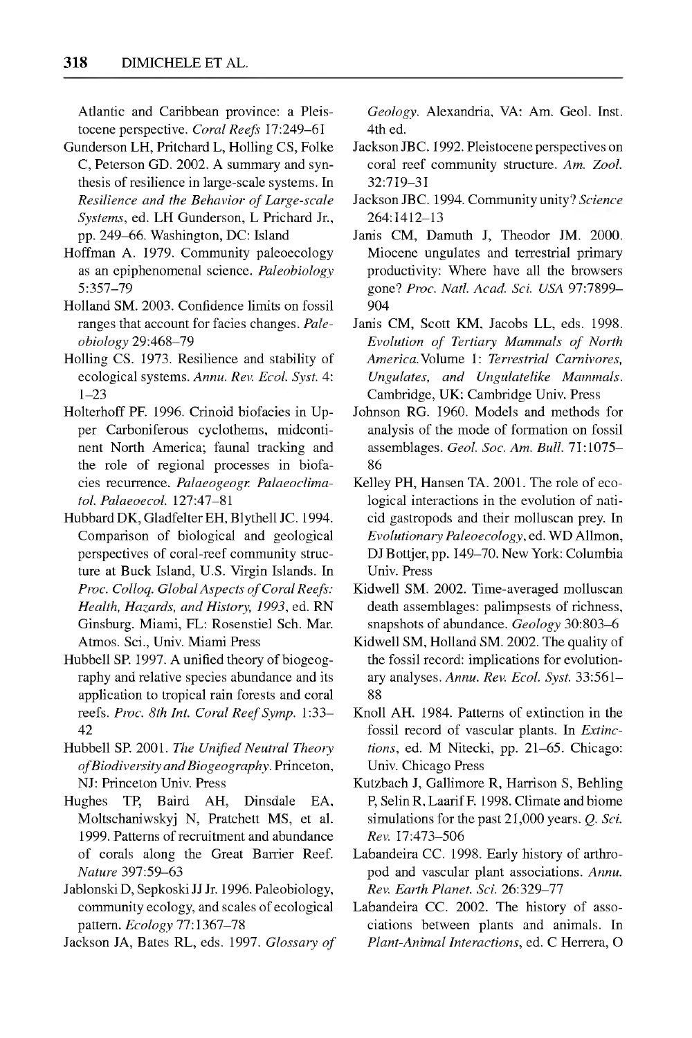Atlantic and Caribbean province: a Pleistocene perspective. *Coral Reefs* 17:249–61

Gunderson LH, Pritchard L, Holling CS, Folke C, Peterson GD. 2002. A summary and synthesis of resilience in large-scale systems. In *Resilience and the Behavior of Large-scale Systems*, ed. LH Gunderson, L Prichard Jr., pp. 249–66. Washington, DC: Island

Hoffman A. 1979. Community paleoecology as an epiphenomenal science. *Paleobiology* 5:357–79

Holland SM. 2003. Confidence limits on fossil ranges that account for facies changes. *Paleobiology* 29:468–79

Holling CS. 1973. Resilience and stability of ecological systems. *Annu. Rev. Ecol. Syst.* 4: 1–23

Holterhoff PF. 1996. Crinoid biofacies in Upper Carboniferous cyclothems, midcontinent North America; faunal tracking and the role of regional processes in biofacies recurrence. *Palaeogeogr. Palaeoclimatol. Palaeoecol.* 127:47–81

Hubbard DK, Gladfelter EH, Blythell JC. 1994. Comparison of biological and geological perspectives of coral-reef community structure at Buck Island, U.S. Virgin Islands. In *Proc. Colloq. Global Aspects of Coral Reefs: Health, Hazards, and History, 1993*, ed. RN Ginsburg. Miami, FL: Rosenstiel Sch. Mar. Atmos. Sci., Univ. Miami Press

Hubbell SP. 1997. A unified theory of biogeography and relative species abundance and its application to tropical rain forests and coral reefs. *Proc. 8th Int. Coral Reef Symp.* 1:33–42

Hubbell SP. 2001. *The Unified Neutral Theory of Biodiversity and Biogeography*. Princeton, NJ: Princeton Univ. Press

Hughes TP, Baird AH, Dinsdale EA, Moltschaniwskyj N, Pratchett MS, et al. 1999. Patterns of recruitment and abundance of corals along the Great Barrier Reef. *Nature* 397:59–63

Jablonski D, Sepkoski JJ Jr. 1996. Paleobiology, community ecology, and scales of ecological pattern. *Ecology* 77:1367–78

Jackson JA, Bates RL, eds. 1997. *Glossary of Geology*. Alexandria, VA: Am. Geol. Inst. 4th ed.

Jackson JBC. 1992. Pleistocene perspectives on coral reef community structure. *Am. Zool.* 32:719–31

Jackson JBC. 1994. Community unity? *Science* 264:1412–13

Janis CM, Damuth J, Theodor JM. 2000. Miocene ungulates and terrestrial primary productivity: Where have all the browsers gone? *Proc. Natl. Acad. Sci. USA* 97:7899–904

Janis CM, Scott KM, Jacobs LL, eds. 1998. *Evolution of Tertiary Mammals of North America.* Volume 1: *Terrestrial Carnivores, Ungulates, and Ungulatelike Mammals*. Cambridge, UK: Cambridge Univ. Press

Johnson RG. 1960. Models and methods for analysis of the mode of formation on fossil assemblages. *Geol. Soc. Am. Bull.* 71:1075–86

Kelley PH, Hansen TA. 2001. The role of ecological interactions in the evolution of naticid gastropods and their molluscan prey. In *Evolutionary Paleoecology*, ed. WD Allmon, DJ Bottjer, pp. 149–70. New York: Columbia Univ. Press

Kidwell SM. 2002. Time-averaged molluscan death assemblages: palimpsests of richness, snapshots of abundance. *Geology* 30:803–6

Kidwell SM, Holland SM. 2002. The quality of the fossil record: implications for evolutionary analyses. *Annu. Rev. Ecol. Syst.* 33:561–88

Knoll AH. 1984. Patterns of extinction in the fossil record of vascular plants. In *Extinctions*, ed. M Nitecki, pp. 21–65. Chicago: Univ. Chicago Press

Kutzbach J, Gallimore R, Harrison S, Behling P, Selin R, Laarif F. 1998. Climate and biome simulations for the past 21,000 years. *Q. Sci. Rev.* 17:473–506

Labandeira CC. 1998. Early history of arthropod and vascular plant associations. *Annu. Rev. Earth Planet. Sci.* 26:329–77

Labandeira CC. 2002. The history of associations between plants and animals. In *Plant-Animal Interactions*, ed. C Herrera, O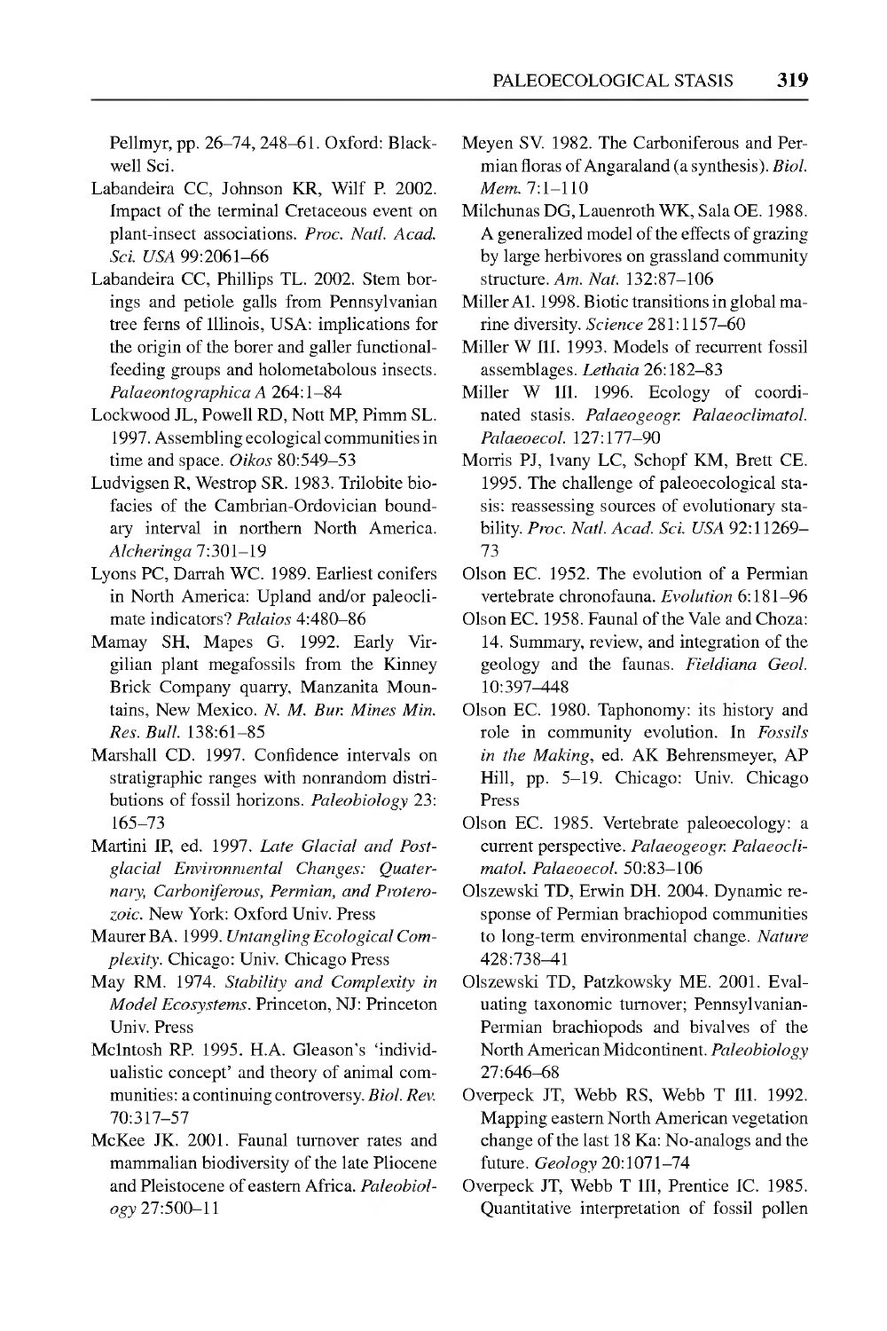Pellmyr, pp. 26–74, 248–61. Oxford: Blackwell Sci.

Labandeira CC, Johnson KR, Wilf P. 2002. Impact of the terminal Cretaceous event on plant-insect associations. *Proc. Natl. Acad. Sci. USA* 99:2061–66

Labandeira CC, Phillips TL. 2002. Stem borings and petiole galls from Pennsylvanian tree ferns of Illinois, USA: implications for the origin of the borer and galler functional-feeding groups and holometabolous insects. *Palaeontographica A* 264:1–84

Lockwood JL, Powell RD, Nott MP, Pimm SL. 1997. Assembling ecological communities in time and space. *Oikos* 80:549–53

Ludvigsen R, Westrop SR. 1983. Trilobite biofacies of the Cambrian-Ordovician boundary interval in northern North America. *Alcheringa* 7:301–19

Lyons PC, Darrah WC. 1989. Earliest conifers in North America: Upland and/or paleoclimate indicators? *Palaios* 4:480–86

Mamay SH, Mapes G. 1992. Early Virgilian plant megafossils from the Kinney Brick Company quarry, Manzanita Mountains, New Mexico. *N. M. Bur. Mines Min. Res. Bull.* 138:61–85

Marshall CD. 1997. Confidence intervals on stratigraphic ranges with nonrandom distributions of fossil horizons. *Paleobiology* 23: 165–73

Martini IP, ed. 1997. *Late Glacial and Postglacial Environmental Changes: Quaternary, Carboniferous, Permian, and Proterozoic.* New York: Oxford Univ. Press

Maurer BA. 1999. *Untangling Ecological Complexity.* Chicago: Univ. Chicago Press

May RM. 1974. *Stability and Complexity in Model Ecosystems.* Princeton, NJ: Princeton Univ. Press

McIntosh RP. 1995. H.A. Gleason's 'individualistic concept' and theory of animal communities: a continuing controversy. *Biol. Rev.* 70:317–57

McKee JK. 2001. Faunal turnover rates and mammalian biodiversity of the late Pliocene and Pleistocene of eastern Africa. *Paleobiology* 27:500–11

Meyen SV. 1982. The Carboniferous and Permian floras of Angaraland (a synthesis). *Biol. Mem.* 7:1–110

Milchunas DG, Lauenroth WK, Sala OE. 1988. A generalized model of the effects of grazing by large herbivores on grassland community structure. *Am. Nat.* 132:87–106

Miller AI. 1998. Biotic transitions in global marine diversity. *Science* 281:1157–60

Miller W III. 1993. Models of recurrent fossil assemblages. *Lethaia* 26:182–83

Miller W III. 1996. Ecology of coordinated stasis. *Palaeogeogr. Palaeoclimatol. Palaeoecol.* 127:177–90

Morris PJ, Ivany LC, Schopf KM, Brett CE. 1995. The challenge of paleoecological stasis: reassessing sources of evolutionary stability. *Proc. Natl. Acad. Sci. USA* 92:11269–73

Olson EC. 1952. The evolution of a Permian vertebrate chronofauna. *Evolution* 6:181–96

Olson EC. 1958. Faunal of the Vale and Choza: 14. Summary, review, and integration of the geology and the faunas. *Fieldiana Geol.* 10:397–448

Olson EC. 1980. Taphonomy: its history and role in community evolution. In *Fossils in the Making*, ed. AK Behrensmeyer, AP Hill, pp. 5–19. Chicago: Univ. Chicago Press

Olson EC. 1985. Vertebrate paleoecology: a current perspective. *Palaeogeogr. Palaeoclimatol. Palaeoecol.* 50:83–106

Olszewski TD, Erwin DH. 2004. Dynamic response of Permian brachiopod communities to long-term environmental change. *Nature* 428:738–41

Olszewski TD, Patzkowsky ME. 2001. Evaluating taxonomic turnover; Pennsylvanian-Permian brachiopods and bivalves of the North American Midcontinent. *Paleobiology* 27:646–68

Overpeck JT, Webb RS, Webb T III. 1992. Mapping eastern North American vegetation change of the last 18 Ka: No-analogs and the future. *Geology* 20:1071–74

Overpeck JT, Webb T III, Prentice IC. 1985. Quantitative interpretation of fossil pollen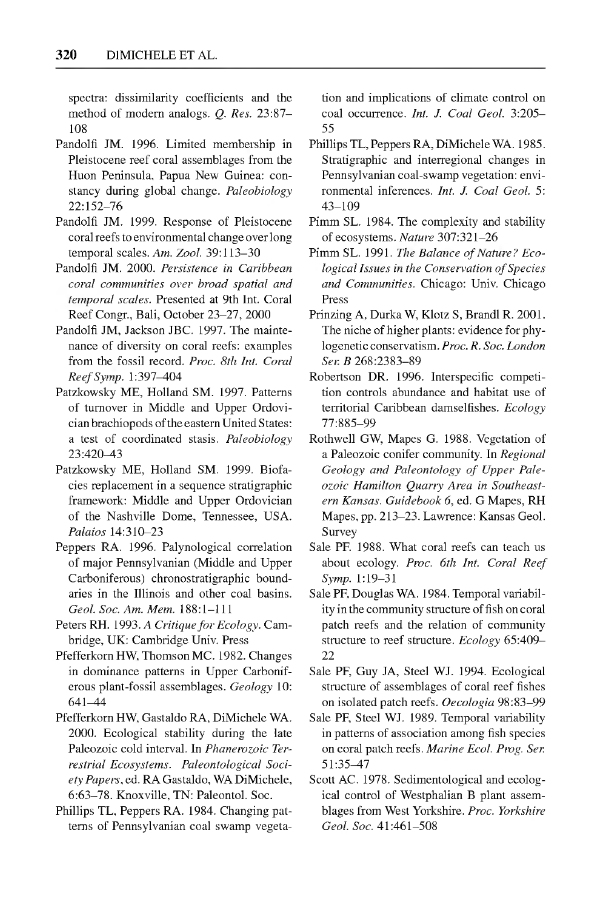spectra: dissimilarity coefficients and the method of modern analogs. *Q. Res.* 23:87–108

Pandolfi JM. 1996. Limited membership in Pleistocene reef coral assemblages from the Huon Peninsula, Papua New Guinea: constancy during global change. *Paleobiology* 22:152–76

Pandolfi JM. 1999. Response of Pleistocene coral reefs to environmental change over long temporal scales. *Am. Zool.* 39:113–30

Pandolfi JM. 2000. *Persistence in Caribbean coral communities over broad spatial and temporal scales.* Presented at 9th Int. Coral Reef Congr., Bali, October 23–27, 2000

Pandolfi JM, Jackson JBC. 1997. The maintenance of diversity on coral reefs: examples from the fossil record. *Proc. 8th Int. Coral Reef Symp.* 1:397–404

Patzkowsky ME, Holland SM. 1997. Patterns of turnover in Middle and Upper Ordovician brachiopods of the eastern United States: a test of coordinated stasis. *Paleobiology* 23:420–43

Patzkowsky ME, Holland SM. 1999. Biofacies replacement in a sequence stratigraphic framework: Middle and Upper Ordovician of the Nashville Dome, Tennessee, USA. *Palaios* 14:310–23

Peppers RA. 1996. Palynological correlation of major Pennsylvanian (Middle and Upper Carboniferous) chronostratigraphic boundaries in the Illinois and other coal basins. *Geol. Soc. Am. Mem.* 188:1–111

Peters RH. 1993. *A Critique for Ecology.* Cambridge, UK: Cambridge Univ. Press

Pfefferkorn HW, Thomson MC. 1982. Changes in dominance patterns in Upper Carboniferous plant-fossil assemblages. *Geology* 10: 641–44

Pfefferkorn HW, Gastaldo RA, DiMichele WA. 2000. Ecological stability during the late Paleozoic cold interval. In *Phanerozoic Terrestrial Ecosystems. Paleontological Society Papers*, ed. RA Gastaldo, WA DiMichele, 6:63–78. Knoxville, TN: Paleontol. Soc.

Phillips TL, Peppers RA. 1984. Changing patterns of Pennsylvanian coal swamp vegetation and implications of climate control on coal occurrence. *Int. J. Coal Geol.* 3:205–55

Phillips TL, Peppers RA, DiMichele WA. 1985. Stratigraphic and interregional changes in Pennsylvanian coal-swamp vegetation: environmental inferences. *Int. J. Coal Geol.* 5: 43–109

Pimm SL. 1984. The complexity and stability of ecosystems. *Nature* 307:321–26

Pimm SL. 1991. *The Balance of Nature? Ecological Issues in the Conservation of Species and Communities.* Chicago: Univ. Chicago Press

Prinzing A, Durka W, Klotz S, Brandl R. 2001. The niche of higher plants: evidence for phylogenetic conservatism. *Proc. R. Soc. London Ser. B* 268:2383–89

Robertson DR. 1996. Interspecific competition controls abundance and habitat use of territorial Caribbean damselfishes. *Ecology* 77:885–99

Rothwell GW, Mapes G. 1988. Vegetation of a Paleozoic conifer community. In *Regional Geology and Paleontology of Upper Paleozoic Hamilton Quarry Area in Southeastern Kansas. Guidebook 6*, ed. G Mapes, RH Mapes, pp. 213–23. Lawrence: Kansas Geol. Survey

Sale PF. 1988. What coral reefs can teach us about ecology. *Proc. 6th Int. Coral Reef Symp.* 1:19–31

Sale PF, Douglas WA. 1984. Temporal variability in the community structure of fish on coral patch reefs and the relation of community structure to reef structure. *Ecology* 65:409–22

Sale PF, Guy JA, Steel WJ. 1994. Ecological structure of assemblages of coral reef fishes on isolated patch reefs. *Oecologia* 98:83–99

Sale PF, Steel WJ. 1989. Temporal variability in patterns of association among fish species on coral patch reefs. *Marine Ecol. Prog. Ser.* 51:35–47

Scott AC. 1978. Sedimentological and ecological control of Westphalian B plant assemblages from West Yorkshire. *Proc. Yorkshire Geol. Soc.* 41:461–508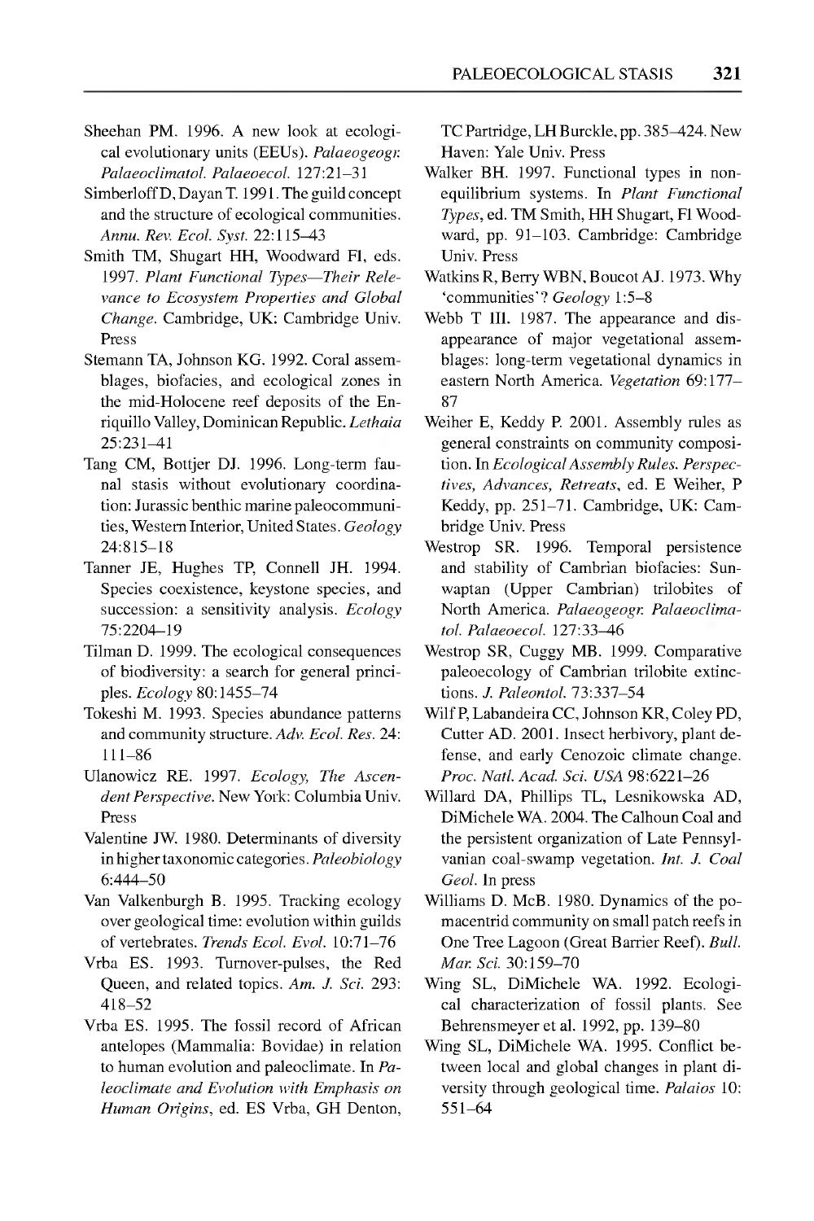Sheehan PM. 1996. A new look at ecological evolutionary units (EEUs). *Palaeogeogr. Palaeoclimatol. Palaeoecol.* 127:21–31

Simberloff D, Dayan T. 1991. The guild concept and the structure of ecological communities. *Annu. Rev. Ecol. Syst.* 22:115–43

Smith TM, Shugart HH, Woodward FI, eds. 1997. *Plant Functional Types—Their Relevance to Ecosystem Properties and Global Change.* Cambridge, UK: Cambridge Univ. Press

Stemann TA, Johnson KG. 1992. Coral assemblages, biofacies, and ecological zones in the mid-Holocene reef deposits of the Enriquillo Valley, Dominican Republic. *Lethaia* 25:231–41

Tang CM, Bottjer DJ. 1996. Long-term faunal stasis without evolutionary coordination: Jurassic benthic marine paleocommunities, Western Interior, United States. *Geology* 24:815–18

Tanner JE, Hughes TP, Connell JH. 1994. Species coexistence, keystone species, and succession: a sensitivity analysis. *Ecology* 75:2204–19

Tilman D. 1999. The ecological consequences of biodiversity: a search for general principles. *Ecology* 80:1455–74

Tokeshi M. 1993. Species abundance patterns and community structure. *Adv. Ecol. Res.* 24: 111–86

Ulanowicz RE. 1997. *Ecology, The Ascendent Perspective.* New York: Columbia Univ. Press

Valentine JW. 1980. Determinants of diversity in higher taxonomic categories. *Paleobiology* 6:444–50

Van Valkenburgh B. 1995. Tracking ecology over geological time: evolution within guilds of vertebrates. *Trends Ecol. Evol.* 10:71–76

Vrba ES. 1993. Turnover-pulses, the Red Queen, and related topics. *Am. J. Sci.* 293: 418–52

Vrba ES. 1995. The fossil record of African antelopes (Mammalia: Bovidae) in relation to human evolution and paleoclimate. In *Paleoclimate and Evolution with Emphasis on Human Origins*, ed. ES Vrba, GH Denton, TC Partridge, LH Burckle, pp. 385–424. New Haven: Yale Univ. Press

Walker BH. 1997. Functional types in nonequilibrium systems. In *Plant Functional Types*, ed. TM Smith, HH Shugart, FI Woodward, pp. 91–103. Cambridge: Cambridge Univ. Press

Watkins R, Berry WBN, Boucot AJ. 1973. Why 'communities'? *Geology* 1:5–8

Webb T III. 1987. The appearance and disappearance of major vegetational assemblages: long-term vegetational dynamics in eastern North America. *Vegetation* 69:177–87

Weiher E, Keddy P. 2001. Assembly rules as general constraints on community composition. In *Ecological Assembly Rules. Perspectives, Advances, Retreats*, ed. E Weiher, P Keddy, pp. 251–71. Cambridge, UK: Cambridge Univ. Press

Westrop SR. 1996. Temporal persistence and stability of Cambrian biofacies: Sunwaptan (Upper Cambrian) trilobites of North America. *Palaeogeogr. Palaeoclimatol. Palaeoecol.* 127:33–46

Westrop SR, Cuggy MB. 1999. Comparative paleoecology of Cambrian trilobite extinctions. *J. Paleontol.* 73:337–54

Wilf P, Labandeira CC, Johnson KR, Coley PD, Cutter AD. 2001. Insect herbivory, plant defense, and early Cenozoic climate change. *Proc. Natl. Acad. Sci. USA* 98:6221–26

Willard DA, Phillips TL, Lesnikowska AD, DiMichele WA. 2004. The Calhoun Coal and the persistent organization of Late Pennsylvanian coal-swamp vegetation. *Int. J. Coal Geol.* In press

Williams D. McB. 1980. Dynamics of the pomacentrid community on small patch reefs in One Tree Lagoon (Great Barrier Reef). *Bull. Mar. Sci.* 30:159–70

Wing SL, DiMichele WA. 1992. Ecological characterization of fossil plants. See Behrensmeyer et al. 1992, pp. 139–80

Wing SL, DiMichele WA. 1995. Conflict between local and global changes in plant diversity through geological time. *Palaios* 10: 551–64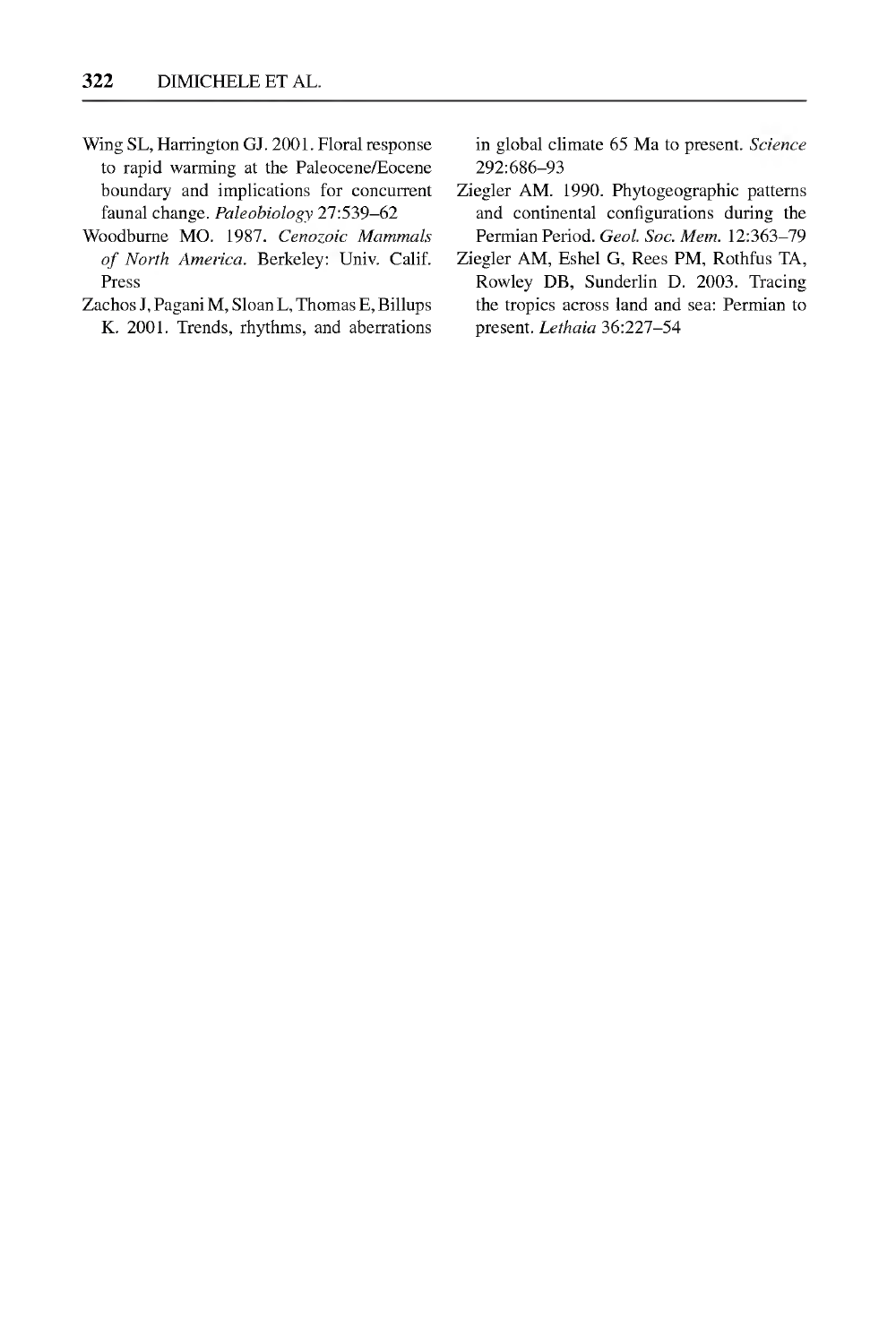Wing SL, Harrington GJ. 2001. Floral response to rapid warming at the Paleocene/Eocene boundary and implications for concurrent faunal change. *Paleobiology* 27:539–62

Woodburne MO. 1987. *Cenozoic Mammals of North America*. Berkeley: Univ. Calif. Press

Zachos J, Pagani M, Sloan L, Thomas E, Billups K. 2001. Trends, rhythms, and aberrations in global climate 65 Ma to present. *Science* 292:686–93

Ziegler AM. 1990. Phytogeographic patterns and continental configurations during the Permian Period. *Geol. Soc. Mem.* 12:363–79

Ziegler AM, Eshel G, Rees PM, Rothfus TA, Rowley DB, Sunderlin D. 2003. Tracing the tropics across land and sea: Permian to present. *Lethaia* 36:227–54